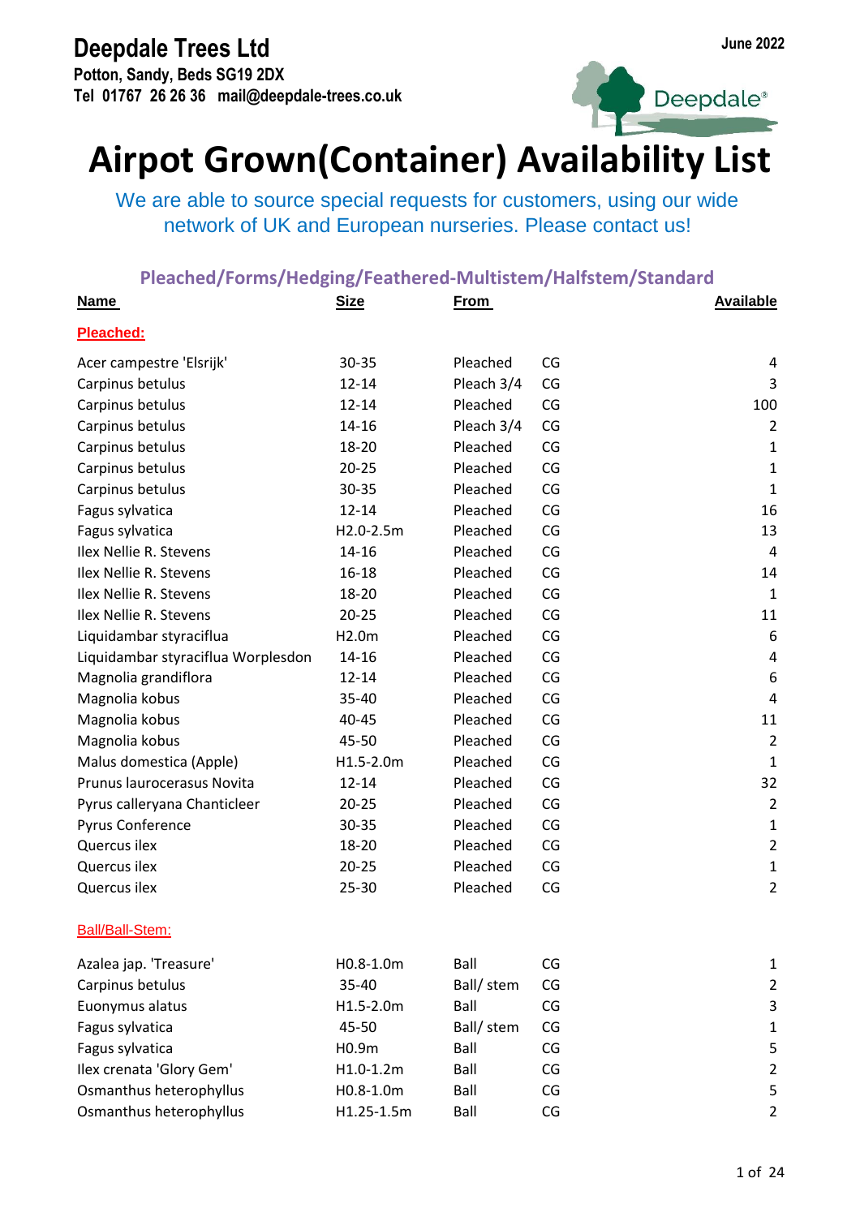**Deepdale Trees Ltd**
**Potton, Sandy, Beds SG19 2DX**
**Tel 01767 26 26 36 mail@deepdale-trees.co.uk**

**June 2022**

# Airpot Grown(Container) Availability List

We are able to source special requests for customers, using our wide network of UK and European nurseries. Please contact us!

## Pleached/Forms/Hedging/Feathered-Multistem/Halfstem/Standard

| Name | Size | From | | Available |
|---|---|---|---|---|
| **Pleached:** | | | | |
| Acer campestre 'Elsrijk' | 30-35 | Pleached | CG | 4 |
| Carpinus betulus | 12-14 | Pleach 3/4 | CG | 3 |
| Carpinus betulus | 12-14 | Pleached | CG | 100 |
| Carpinus betulus | 14-16 | Pleach 3/4 | CG | 2 |
| Carpinus betulus | 18-20 | Pleached | CG | 1 |
| Carpinus betulus | 20-25 | Pleached | CG | 1 |
| Carpinus betulus | 30-35 | Pleached | CG | 1 |
| Fagus sylvatica | 12-14 | Pleached | CG | 16 |
| Fagus sylvatica | H2.0-2.5m | Pleached | CG | 13 |
| Ilex Nellie R. Stevens | 14-16 | Pleached | CG | 4 |
| Ilex Nellie R. Stevens | 16-18 | Pleached | CG | 14 |
| Ilex Nellie R. Stevens | 18-20 | Pleached | CG | 1 |
| Ilex Nellie R. Stevens | 20-25 | Pleached | CG | 11 |
| Liquidambar styraciflua | H2.0m | Pleached | CG | 6 |
| Liquidambar styraciflua Worplesdon | 14-16 | Pleached | CG | 4 |
| Magnolia grandiflora | 12-14 | Pleached | CG | 6 |
| Magnolia kobus | 35-40 | Pleached | CG | 4 |
| Magnolia kobus | 40-45 | Pleached | CG | 11 |
| Magnolia kobus | 45-50 | Pleached | CG | 2 |
| Malus domestica (Apple) | H1.5-2.0m | Pleached | CG | 1 |
| Prunus laurocerasus Novita | 12-14 | Pleached | CG | 32 |
| Pyrus calleryana Chanticleer | 20-25 | Pleached | CG | 2 |
| Pyrus Conference | 30-35 | Pleached | CG | 1 |
| Quercus ilex | 18-20 | Pleached | CG | 2 |
| Quercus ilex | 20-25 | Pleached | CG | 1 |
| Quercus ilex | 25-30 | Pleached | CG | 2 |
| **Ball/Ball-Stem:** | | | | |
| Azalea jap. 'Treasure' | H0.8-1.0m | Ball | CG | 1 |
| Carpinus betulus | 35-40 | Ball/ stem | CG | 2 |
| Euonymus alatus | H1.5-2.0m | Ball | CG | 3 |
| Fagus sylvatica | 45-50 | Ball/ stem | CG | 1 |
| Fagus sylvatica | H0.9m | Ball | CG | 5 |
| Ilex crenata 'Glory Gem' | H1.0-1.2m | Ball | CG | 2 |
| Osmanthus heterophyllus | H0.8-1.0m | Ball | CG | 5 |
| Osmanthus heterophyllus | H1.25-1.5m | Ball | CG | 2 |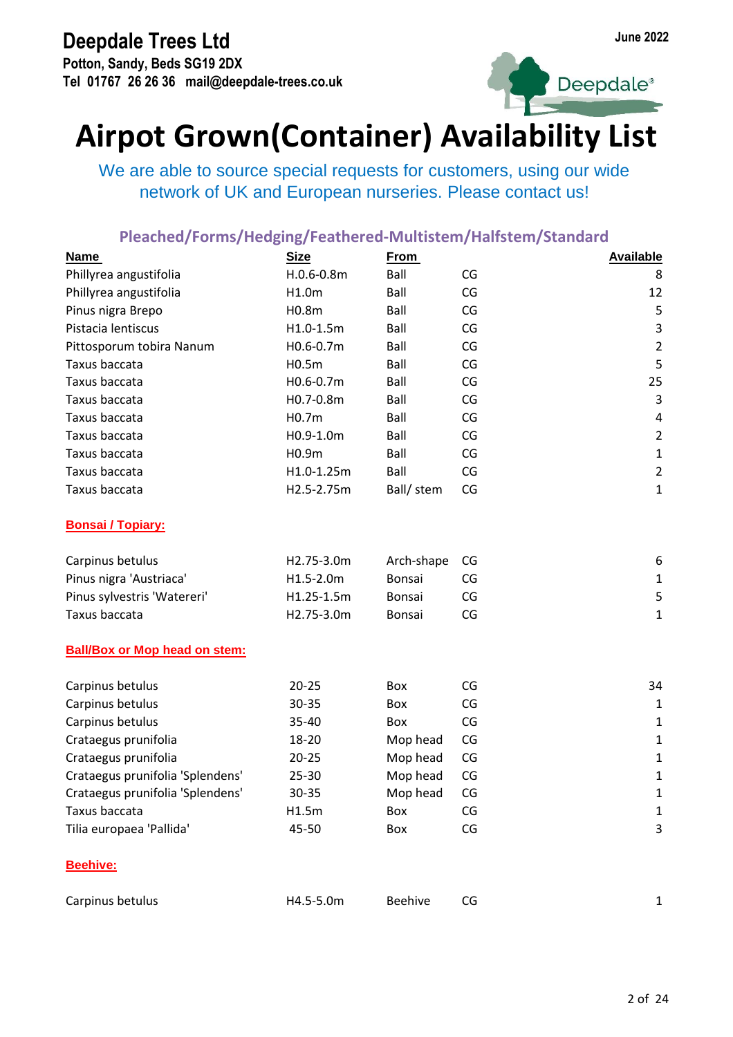**Deepdale Trees Ltd**
**Potton, Sandy, Beds SG19 2DX**
**Tel 01767 26 26 36 mail@deepdale-trees.co.uk**

June 2022

# Airpot Grown(Container) Availability List

We are able to source special requests for customers, using our wide network of UK and European nurseries. Please contact us!

## Pleached/Forms/Hedging/Feathered-Multistem/Halfstem/Standard

| Name | Size | From | | Available |
|---|---|---|---|---|
| Phillyrea angustifolia | H.0.6-0.8m | Ball | CG | 8 |
| Phillyrea angustifolia | H1.0m | Ball | CG | 12 |
| Pinus nigra Brepo | H0.8m | Ball | CG | 5 |
| Pistacia lentiscus | H1.0-1.5m | Ball | CG | 3 |
| Pittosporum tobira Nanum | H0.6-0.7m | Ball | CG | 2 |
| Taxus baccata | H0.5m | Ball | CG | 5 |
| Taxus baccata | H0.6-0.7m | Ball | CG | 25 |
| Taxus baccata | H0.7-0.8m | Ball | CG | 3 |
| Taxus baccata | H0.7m | Ball | CG | 4 |
| Taxus baccata | H0.9-1.0m | Ball | CG | 2 |
| Taxus baccata | H0.9m | Ball | CG | 1 |
| Taxus baccata | H1.0-1.25m | Ball | CG | 2 |
| Taxus baccata | H2.5-2.75m | Ball/ stem | CG | 1 |

**Bonsai / Topiary:**

| Name | Size | From | | Available |
|---|---|---|---|---|
| Carpinus betulus | H2.75-3.0m | Arch-shape | CG | 6 |
| Pinus nigra 'Austriaca' | H1.5-2.0m | Bonsai | CG | 1 |
| Pinus sylvestris 'Watereri' | H1.25-1.5m | Bonsai | CG | 5 |
| Taxus baccata | H2.75-3.0m | Bonsai | CG | 1 |

**Ball/Box or Mop head on stem:**

| Name | Size | From | | Available |
|---|---|---|---|---|
| Carpinus betulus | 20-25 | Box | CG | 34 |
| Carpinus betulus | 30-35 | Box | CG | 1 |
| Carpinus betulus | 35-40 | Box | CG | 1 |
| Crataegus prunifolia | 18-20 | Mop head | CG | 1 |
| Crataegus prunifolia | 20-25 | Mop head | CG | 1 |
| Crataegus prunifolia 'Splendens' | 25-30 | Mop head | CG | 1 |
| Crataegus prunifolia 'Splendens' | 30-35 | Mop head | CG | 1 |
| Taxus baccata | H1.5m | Box | CG | 1 |
| Tilia europaea 'Pallida' | 45-50 | Box | CG | 3 |

**Beehive:**

| Name | Size | From | | Available |
|---|---|---|---|---|
| Carpinus betulus | H4.5-5.0m | Beehive | CG | 1 |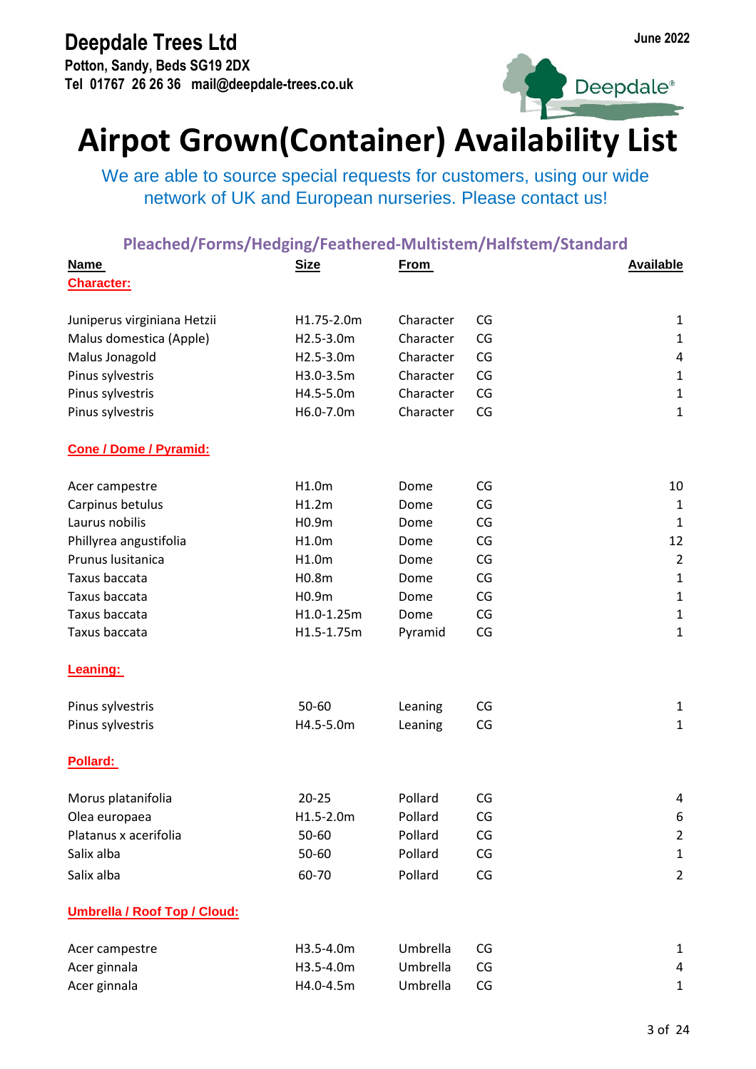**Deepdale Trees Ltd**
**Potton, Sandy, Beds SG19 2DX**
**Tel 01767 26 26 36 mail@deepdale-trees.co.uk**

**June 2022**

# Airpot Grown(Container) Availability List

We are able to source special requests for customers, using our wide network of UK and European nurseries. Please contact us!

## Pleached/Forms/Hedging/Feathered-Multistem/Halfstem/Standard

| Name | Size | From | | Available |
|---|---|---|---|---|
| **Character:** | | | | |
| Juniperus virginiana Hetzii | H1.75-2.0m | Character | CG | 1 |
| Malus domestica (Apple) | H2.5-3.0m | Character | CG | 1 |
| Malus Jonagold | H2.5-3.0m | Character | CG | 4 |
| Pinus sylvestris | H3.0-3.5m | Character | CG | 1 |
| Pinus sylvestris | H4.5-5.0m | Character | CG | 1 |
| Pinus sylvestris | H6.0-7.0m | Character | CG | 1 |
| **Cone / Dome / Pyramid:** | | | | |
| Acer campestre | H1.0m | Dome | CG | 10 |
| Carpinus betulus | H1.2m | Dome | CG | 1 |
| Laurus nobilis | H0.9m | Dome | CG | 1 |
| Phillyrea angustifolia | H1.0m | Dome | CG | 12 |
| Prunus lusitanica | H1.0m | Dome | CG | 2 |
| Taxus baccata | H0.8m | Dome | CG | 1 |
| Taxus baccata | H0.9m | Dome | CG | 1 |
| Taxus baccata | H1.0-1.25m | Dome | CG | 1 |
| Taxus baccata | H1.5-1.75m | Pyramid | CG | 1 |
| **Leaning:** | | | | |
| Pinus sylvestris | 50-60 | Leaning | CG | 1 |
| Pinus sylvestris | H4.5-5.0m | Leaning | CG | 1 |
| **Pollard:** | | | | |
| Morus platanifolia | 20-25 | Pollard | CG | 4 |
| Olea europaea | H1.5-2.0m | Pollard | CG | 6 |
| Platanus x acerifolia | 50-60 | Pollard | CG | 2 |
| Salix alba | 50-60 | Pollard | CG | 1 |
| Salix alba | 60-70 | Pollard | CG | 2 |
| **Umbrella / Roof Top / Cloud:** | | | | |
| Acer campestre | H3.5-4.0m | Umbrella | CG | 1 |
| Acer ginnala | H3.5-4.0m | Umbrella | CG | 4 |
| Acer ginnala | H4.0-4.5m | Umbrella | CG | 1 |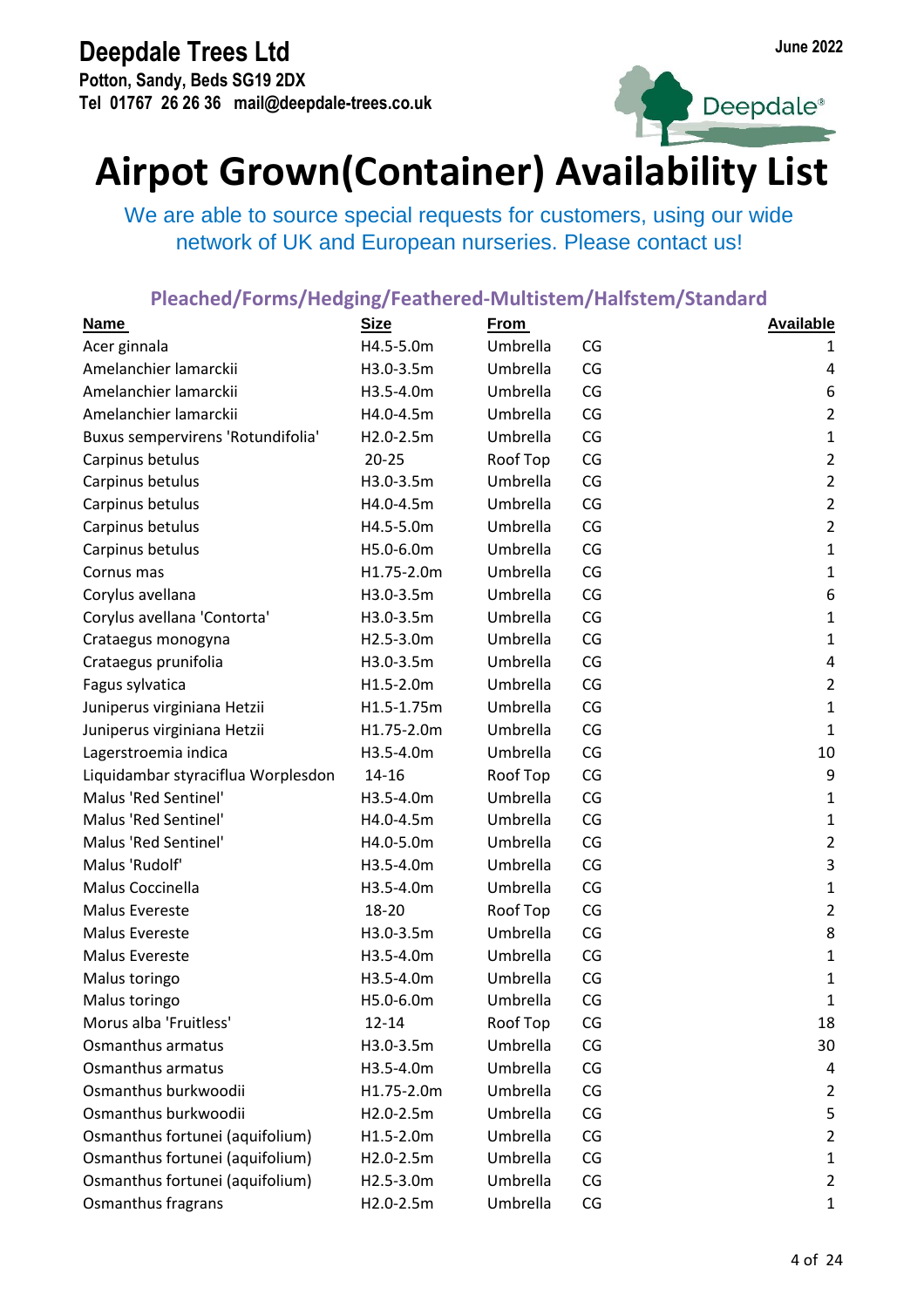**Deepdale Trees Ltd**
**Potton, Sandy, Beds SG19 2DX**
**Tel 01767 26 26 36 mail@deepdale-trees.co.uk**

**June 2022**

# Airpot Grown(Container) Availability List

We are able to source special requests for customers, using our wide network of UK and European nurseries. Please contact us!

## Pleached/Forms/Hedging/Feathered-Multistem/Halfstem/Standard

| Name | Size | From | | Available |
|---|---|---|---|---|
| Acer ginnala | H4.5-5.0m | Umbrella | CG | 1 |
| Amelanchier lamarckii | H3.0-3.5m | Umbrella | CG | 4 |
| Amelanchier lamarckii | H3.5-4.0m | Umbrella | CG | 6 |
| Amelanchier lamarckii | H4.0-4.5m | Umbrella | CG | 2 |
| Buxus sempervirens 'Rotundifolia' | H2.0-2.5m | Umbrella | CG | 1 |
| Carpinus betulus | 20-25 | Roof Top | CG | 2 |
| Carpinus betulus | H3.0-3.5m | Umbrella | CG | 2 |
| Carpinus betulus | H4.0-4.5m | Umbrella | CG | 2 |
| Carpinus betulus | H4.5-5.0m | Umbrella | CG | 2 |
| Carpinus betulus | H5.0-6.0m | Umbrella | CG | 1 |
| Cornus mas | H1.75-2.0m | Umbrella | CG | 1 |
| Corylus avellana | H3.0-3.5m | Umbrella | CG | 6 |
| Corylus avellana 'Contorta' | H3.0-3.5m | Umbrella | CG | 1 |
| Crataegus monogyna | H2.5-3.0m | Umbrella | CG | 1 |
| Crataegus prunifolia | H3.0-3.5m | Umbrella | CG | 4 |
| Fagus sylvatica | H1.5-2.0m | Umbrella | CG | 2 |
| Juniperus virginiana Hetzii | H1.5-1.75m | Umbrella | CG | 1 |
| Juniperus virginiana Hetzii | H1.75-2.0m | Umbrella | CG | 1 |
| Lagerstroemia indica | H3.5-4.0m | Umbrella | CG | 10 |
| Liquidambar styraciflua Worplesdon | 14-16 | Roof Top | CG | 9 |
| Malus 'Red Sentinel' | H3.5-4.0m | Umbrella | CG | 1 |
| Malus 'Red Sentinel' | H4.0-4.5m | Umbrella | CG | 1 |
| Malus 'Red Sentinel' | H4.0-5.0m | Umbrella | CG | 2 |
| Malus 'Rudolf' | H3.5-4.0m | Umbrella | CG | 3 |
| Malus Coccinella | H3.5-4.0m | Umbrella | CG | 1 |
| Malus Evereste | 18-20 | Roof Top | CG | 2 |
| Malus Evereste | H3.0-3.5m | Umbrella | CG | 8 |
| Malus Evereste | H3.5-4.0m | Umbrella | CG | 1 |
| Malus toringo | H3.5-4.0m | Umbrella | CG | 1 |
| Malus toringo | H5.0-6.0m | Umbrella | CG | 1 |
| Morus alba 'Fruitless' | 12-14 | Roof Top | CG | 18 |
| Osmanthus armatus | H3.0-3.5m | Umbrella | CG | 30 |
| Osmanthus armatus | H3.5-4.0m | Umbrella | CG | 4 |
| Osmanthus burkwoodii | H1.75-2.0m | Umbrella | CG | 2 |
| Osmanthus burkwoodii | H2.0-2.5m | Umbrella | CG | 5 |
| Osmanthus fortunei (aquifolium) | H1.5-2.0m | Umbrella | CG | 2 |
| Osmanthus fortunei (aquifolium) | H2.0-2.5m | Umbrella | CG | 1 |
| Osmanthus fortunei (aquifolium) | H2.5-3.0m | Umbrella | CG | 2 |
| Osmanthus fragrans | H2.0-2.5m | Umbrella | CG | 1 |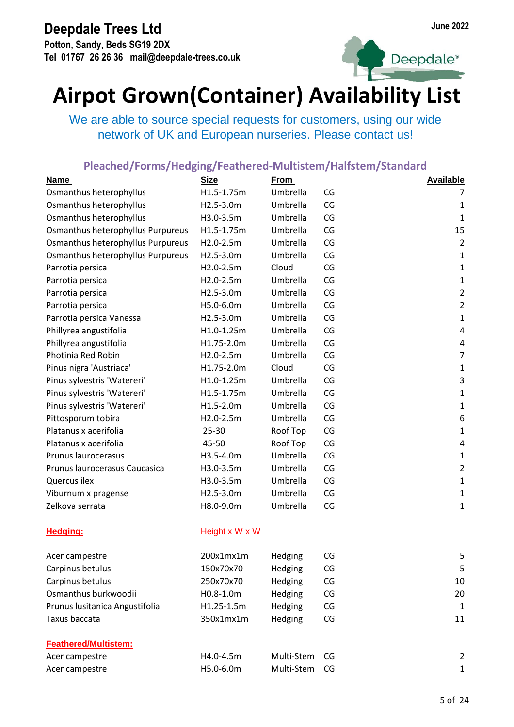**Deepdale Trees Ltd**
**Potton, Sandy, Beds SG19 2DX**
**Tel 01767 26 26 36 mail@deepdale-trees.co.uk**

June 2022

# Airpot Grown(Container) Availability List

We are able to source special requests for customers, using our wide network of UK and European nurseries. Please contact us!

## Pleached/Forms/Hedging/Feathered-Multistem/Halfstem/Standard

| Name | Size | From | | Available |
|---|---|---|---|---|
| Osmanthus heterophyllus | H1.5-1.75m | Umbrella | CG | 7 |
| Osmanthus heterophyllus | H2.5-3.0m | Umbrella | CG | 1 |
| Osmanthus heterophyllus | H3.0-3.5m | Umbrella | CG | 1 |
| Osmanthus heterophyllus Purpureus | H1.5-1.75m | Umbrella | CG | 15 |
| Osmanthus heterophyllus Purpureus | H2.0-2.5m | Umbrella | CG | 2 |
| Osmanthus heterophyllus Purpureus | H2.5-3.0m | Umbrella | CG | 1 |
| Parrotia persica | H2.0-2.5m | Cloud | CG | 1 |
| Parrotia persica | H2.0-2.5m | Umbrella | CG | 1 |
| Parrotia persica | H2.5-3.0m | Umbrella | CG | 2 |
| Parrotia persica | H5.0-6.0m | Umbrella | CG | 2 |
| Parrotia persica Vanessa | H2.5-3.0m | Umbrella | CG | 1 |
| Phillyrea angustifolia | H1.0-1.25m | Umbrella | CG | 4 |
| Phillyrea angustifolia | H1.75-2.0m | Umbrella | CG | 4 |
| Photinia Red Robin | H2.0-2.5m | Umbrella | CG | 7 |
| Pinus nigra 'Austriaca' | H1.75-2.0m | Cloud | CG | 1 |
| Pinus sylvestris 'Watereri' | H1.0-1.25m | Umbrella | CG | 3 |
| Pinus sylvestris 'Watereri' | H1.5-1.75m | Umbrella | CG | 1 |
| Pinus sylvestris 'Watereri' | H1.5-2.0m | Umbrella | CG | 1 |
| Pittosporum tobira | H2.0-2.5m | Umbrella | CG | 6 |
| Platanus x acerifolia | 25-30 | Roof Top | CG | 1 |
| Platanus x acerifolia | 45-50 | Roof Top | CG | 4 |
| Prunus laurocerasus | H3.5-4.0m | Umbrella | CG | 1 |
| Prunus laurocerasus Caucasica | H3.0-3.5m | Umbrella | CG | 2 |
| Quercus ilex | H3.0-3.5m | Umbrella | CG | 1 |
| Viburnum x pragense | H2.5-3.0m | Umbrella | CG | 1 |
| Zelkova serrata | H8.0-9.0m | Umbrella | CG | 1 |

**Hedging:** Height x W x W

| Name | Size | From | | Available |
|---|---|---|---|---|
| Acer campestre | 200x1mx1m | Hedging | CG | 5 |
| Carpinus betulus | 150x70x70 | Hedging | CG | 5 |
| Carpinus betulus | 250x70x70 | Hedging | CG | 10 |
| Osmanthus burkwoodii | H0.8-1.0m | Hedging | CG | 20 |
| Prunus lusitanica Angustifolia | H1.25-1.5m | Hedging | CG | 1 |
| Taxus baccata | 350x1mx1m | Hedging | CG | 11 |

**Feathered/Multistem:**

| Name | Size | From | | Available |
|---|---|---|---|---|
| Acer campestre | H4.0-4.5m | Multi-Stem | CG | 2 |
| Acer campestre | H5.0-6.0m | Multi-Stem | CG | 1 |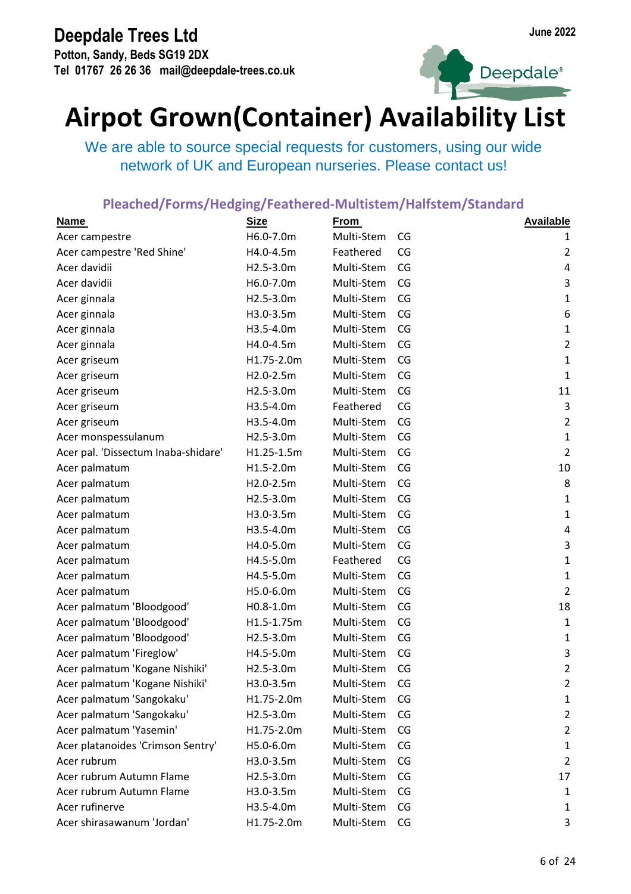**Deepdale Trees Ltd**
**Potton, Sandy, Beds SG19 2DX**
**Tel 01767 26 26 36 mail@deepdale-trees.co.uk**

**June 2022**

# Airpot Grown(Container) Availability List

We are able to source special requests for customers, using our wide network of UK and European nurseries. Please contact us!

## Pleached/Forms/Hedging/Feathered-Multistem/Halfstem/Standard

| Name | Size | From | | Available |
|---|---|---|---|---|
| Acer campestre | H6.0-7.0m | Multi-Stem | CG | 1 |
| Acer campestre 'Red Shine' | H4.0-4.5m | Feathered | CG | 2 |
| Acer davidii | H2.5-3.0m | Multi-Stem | CG | 4 |
| Acer davidii | H6.0-7.0m | Multi-Stem | CG | 3 |
| Acer ginnala | H2.5-3.0m | Multi-Stem | CG | 1 |
| Acer ginnala | H3.0-3.5m | Multi-Stem | CG | 6 |
| Acer ginnala | H3.5-4.0m | Multi-Stem | CG | 1 |
| Acer ginnala | H4.0-4.5m | Multi-Stem | CG | 2 |
| Acer griseum | H1.75-2.0m | Multi-Stem | CG | 1 |
| Acer griseum | H2.0-2.5m | Multi-Stem | CG | 1 |
| Acer griseum | H2.5-3.0m | Multi-Stem | CG | 11 |
| Acer griseum | H3.5-4.0m | Feathered | CG | 3 |
| Acer griseum | H3.5-4.0m | Multi-Stem | CG | 2 |
| Acer monspessulanum | H2.5-3.0m | Multi-Stem | CG | 1 |
| Acer pal. 'Dissectum Inaba-shidare' | H1.25-1.5m | Multi-Stem | CG | 2 |
| Acer palmatum | H1.5-2.0m | Multi-Stem | CG | 10 |
| Acer palmatum | H2.0-2.5m | Multi-Stem | CG | 8 |
| Acer palmatum | H2.5-3.0m | Multi-Stem | CG | 1 |
| Acer palmatum | H3.0-3.5m | Multi-Stem | CG | 1 |
| Acer palmatum | H3.5-4.0m | Multi-Stem | CG | 4 |
| Acer palmatum | H4.0-5.0m | Multi-Stem | CG | 3 |
| Acer palmatum | H4.5-5.0m | Feathered | CG | 1 |
| Acer palmatum | H4.5-5.0m | Multi-Stem | CG | 1 |
| Acer palmatum | H5.0-6.0m | Multi-Stem | CG | 2 |
| Acer palmatum 'Bloodgood' | H0.8-1.0m | Multi-Stem | CG | 18 |
| Acer palmatum 'Bloodgood' | H1.5-1.75m | Multi-Stem | CG | 1 |
| Acer palmatum 'Bloodgood' | H2.5-3.0m | Multi-Stem | CG | 1 |
| Acer palmatum 'Fireglow' | H4.5-5.0m | Multi-Stem | CG | 3 |
| Acer palmatum 'Kogane Nishiki' | H2.5-3.0m | Multi-Stem | CG | 2 |
| Acer palmatum 'Kogane Nishiki' | H3.0-3.5m | Multi-Stem | CG | 2 |
| Acer palmatum 'Sangokaku' | H1.75-2.0m | Multi-Stem | CG | 1 |
| Acer palmatum 'Sangokaku' | H2.5-3.0m | Multi-Stem | CG | 2 |
| Acer palmatum 'Yasemin' | H1.75-2.0m | Multi-Stem | CG | 2 |
| Acer platanoides 'Crimson Sentry' | H5.0-6.0m | Multi-Stem | CG | 1 |
| Acer rubrum | H3.0-3.5m | Multi-Stem | CG | 2 |
| Acer rubrum Autumn Flame | H2.5-3.0m | Multi-Stem | CG | 17 |
| Acer rubrum Autumn Flame | H3.0-3.5m | Multi-Stem | CG | 1 |
| Acer rufinerve | H3.5-4.0m | Multi-Stem | CG | 1 |
| Acer shirasawanum 'Jordan' | H1.75-2.0m | Multi-Stem | CG | 3 |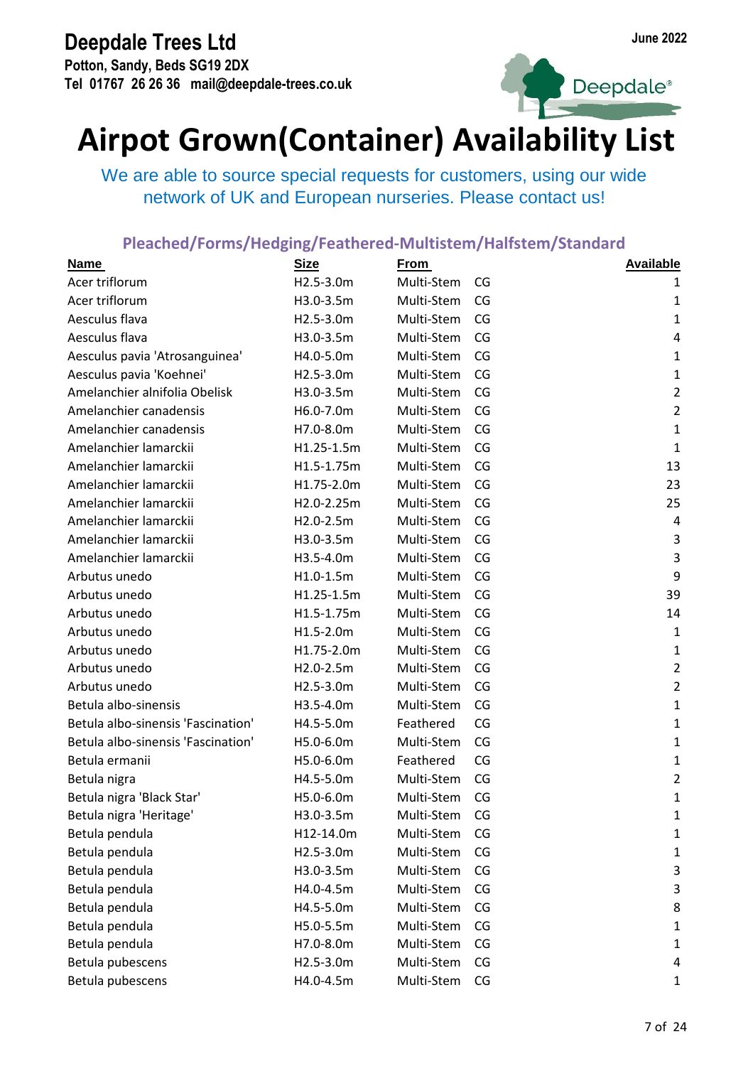**Deepdale Trees Ltd**
**Potton, Sandy, Beds SG19 2DX**
**Tel 01767 26 26 36 mail@deepdale-trees.co.uk**

**June 2022**

# Airpot Grown(Container) Availability List

We are able to source special requests for customers, using our wide network of UK and European nurseries. Please contact us!

## Pleached/Forms/Hedging/Feathered-Multistem/Halfstem/Standard

| Name | Size | From | | Available |
|---|---|---|---|---|
| Acer triflorum | H2.5-3.0m | Multi-Stem | CG | 1 |
| Acer triflorum | H3.0-3.5m | Multi-Stem | CG | 1 |
| Aesculus flava | H2.5-3.0m | Multi-Stem | CG | 1 |
| Aesculus flava | H3.0-3.5m | Multi-Stem | CG | 4 |
| Aesculus pavia 'Atrosanguinea' | H4.0-5.0m | Multi-Stem | CG | 1 |
| Aesculus pavia 'Koehnei' | H2.5-3.0m | Multi-Stem | CG | 1 |
| Amelanchier alnifolia Obelisk | H3.0-3.5m | Multi-Stem | CG | 2 |
| Amelanchier canadensis | H6.0-7.0m | Multi-Stem | CG | 2 |
| Amelanchier canadensis | H7.0-8.0m | Multi-Stem | CG | 1 |
| Amelanchier lamarckii | H1.25-1.5m | Multi-Stem | CG | 1 |
| Amelanchier lamarckii | H1.5-1.75m | Multi-Stem | CG | 13 |
| Amelanchier lamarckii | H1.75-2.0m | Multi-Stem | CG | 23 |
| Amelanchier lamarckii | H2.0-2.25m | Multi-Stem | CG | 25 |
| Amelanchier lamarckii | H2.0-2.5m | Multi-Stem | CG | 4 |
| Amelanchier lamarckii | H3.0-3.5m | Multi-Stem | CG | 3 |
| Amelanchier lamarckii | H3.5-4.0m | Multi-Stem | CG | 3 |
| Arbutus unedo | H1.0-1.5m | Multi-Stem | CG | 9 |
| Arbutus unedo | H1.25-1.5m | Multi-Stem | CG | 39 |
| Arbutus unedo | H1.5-1.75m | Multi-Stem | CG | 14 |
| Arbutus unedo | H1.5-2.0m | Multi-Stem | CG | 1 |
| Arbutus unedo | H1.75-2.0m | Multi-Stem | CG | 1 |
| Arbutus unedo | H2.0-2.5m | Multi-Stem | CG | 2 |
| Arbutus unedo | H2.5-3.0m | Multi-Stem | CG | 2 |
| Betula albo-sinensis | H3.5-4.0m | Multi-Stem | CG | 1 |
| Betula albo-sinensis 'Fascination' | H4.5-5.0m | Feathered | CG | 1 |
| Betula albo-sinensis 'Fascination' | H5.0-6.0m | Multi-Stem | CG | 1 |
| Betula ermanii | H5.0-6.0m | Feathered | CG | 1 |
| Betula nigra | H4.5-5.0m | Multi-Stem | CG | 2 |
| Betula nigra 'Black Star' | H5.0-6.0m | Multi-Stem | CG | 1 |
| Betula nigra 'Heritage' | H3.0-3.5m | Multi-Stem | CG | 1 |
| Betula pendula | H12-14.0m | Multi-Stem | CG | 1 |
| Betula pendula | H2.5-3.0m | Multi-Stem | CG | 1 |
| Betula pendula | H3.0-3.5m | Multi-Stem | CG | 3 |
| Betula pendula | H4.0-4.5m | Multi-Stem | CG | 3 |
| Betula pendula | H4.5-5.0m | Multi-Stem | CG | 8 |
| Betula pendula | H5.0-5.5m | Multi-Stem | CG | 1 |
| Betula pendula | H7.0-8.0m | Multi-Stem | CG | 1 |
| Betula pubescens | H2.5-3.0m | Multi-Stem | CG | 4 |
| Betula pubescens | H4.0-4.5m | Multi-Stem | CG | 1 |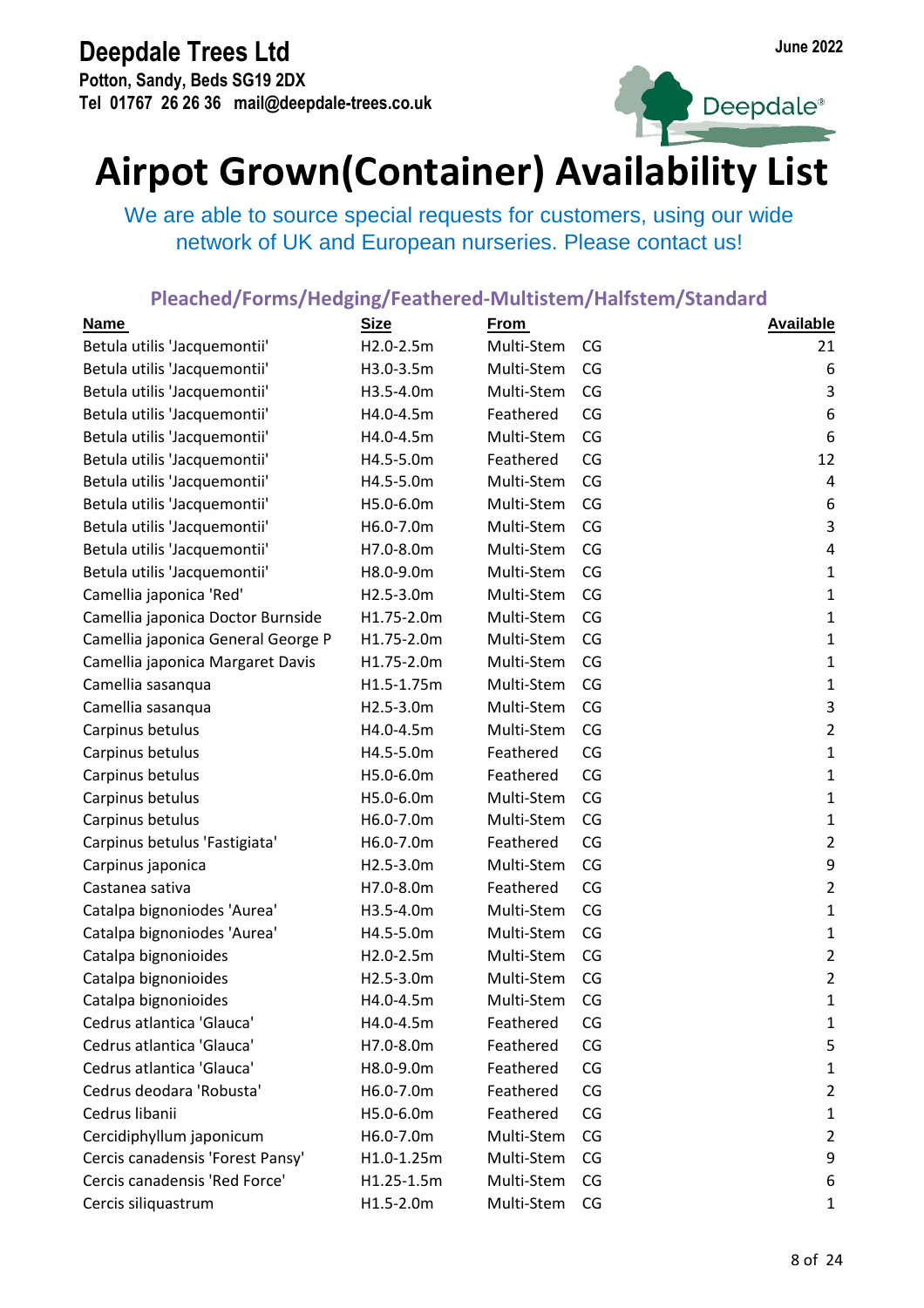**Deepdale Trees Ltd**
**Potton, Sandy, Beds SG19 2DX**
**Tel 01767 26 26 36 mail@deepdale-trees.co.uk**

**June 2022**

# Airpot Grown(Container) Availability List

We are able to source special requests for customers, using our wide network of UK and European nurseries. Please contact us!

## Pleached/Forms/Hedging/Feathered-Multistem/Halfstem/Standard

| Name | Size | From | | Available |
|---|---|---|---|---|
| Betula utilis 'Jacquemontii' | H2.0-2.5m | Multi-Stem | CG | 21 |
| Betula utilis 'Jacquemontii' | H3.0-3.5m | Multi-Stem | CG | 6 |
| Betula utilis 'Jacquemontii' | H3.5-4.0m | Multi-Stem | CG | 3 |
| Betula utilis 'Jacquemontii' | H4.0-4.5m | Feathered | CG | 6 |
| Betula utilis 'Jacquemontii' | H4.0-4.5m | Multi-Stem | CG | 6 |
| Betula utilis 'Jacquemontii' | H4.5-5.0m | Feathered | CG | 12 |
| Betula utilis 'Jacquemontii' | H4.5-5.0m | Multi-Stem | CG | 4 |
| Betula utilis 'Jacquemontii' | H5.0-6.0m | Multi-Stem | CG | 6 |
| Betula utilis 'Jacquemontii' | H6.0-7.0m | Multi-Stem | CG | 3 |
| Betula utilis 'Jacquemontii' | H7.0-8.0m | Multi-Stem | CG | 4 |
| Betula utilis 'Jacquemontii' | H8.0-9.0m | Multi-Stem | CG | 1 |
| Camellia japonica 'Red' | H2.5-3.0m | Multi-Stem | CG | 1 |
| Camellia japonica Doctor Burnside | H1.75-2.0m | Multi-Stem | CG | 1 |
| Camellia japonica General George P | H1.75-2.0m | Multi-Stem | CG | 1 |
| Camellia japonica Margaret Davis | H1.75-2.0m | Multi-Stem | CG | 1 |
| Camellia sasanqua | H1.5-1.75m | Multi-Stem | CG | 1 |
| Camellia sasanqua | H2.5-3.0m | Multi-Stem | CG | 3 |
| Carpinus betulus | H4.0-4.5m | Multi-Stem | CG | 2 |
| Carpinus betulus | H4.5-5.0m | Feathered | CG | 1 |
| Carpinus betulus | H5.0-6.0m | Feathered | CG | 1 |
| Carpinus betulus | H5.0-6.0m | Multi-Stem | CG | 1 |
| Carpinus betulus | H6.0-7.0m | Multi-Stem | CG | 1 |
| Carpinus betulus 'Fastigiata' | H6.0-7.0m | Feathered | CG | 2 |
| Carpinus japonica | H2.5-3.0m | Multi-Stem | CG | 9 |
| Castanea sativa | H7.0-8.0m | Feathered | CG | 2 |
| Catalpa bignoniodes 'Aurea' | H3.5-4.0m | Multi-Stem | CG | 1 |
| Catalpa bignoniodes 'Aurea' | H4.5-5.0m | Multi-Stem | CG | 1 |
| Catalpa bignonioides | H2.0-2.5m | Multi-Stem | CG | 2 |
| Catalpa bignonioides | H2.5-3.0m | Multi-Stem | CG | 2 |
| Catalpa bignonioides | H4.0-4.5m | Multi-Stem | CG | 1 |
| Cedrus atlantica 'Glauca' | H4.0-4.5m | Feathered | CG | 1 |
| Cedrus atlantica 'Glauca' | H7.0-8.0m | Feathered | CG | 5 |
| Cedrus atlantica 'Glauca' | H8.0-9.0m | Feathered | CG | 1 |
| Cedrus deodara 'Robusta' | H6.0-7.0m | Feathered | CG | 2 |
| Cedrus libanii | H5.0-6.0m | Feathered | CG | 1 |
| Cercidiphyllum japonicum | H6.0-7.0m | Multi-Stem | CG | 2 |
| Cercis canadensis 'Forest Pansy' | H1.0-1.25m | Multi-Stem | CG | 9 |
| Cercis canadensis 'Red Force' | H1.25-1.5m | Multi-Stem | CG | 6 |
| Cercis siliquastrum | H1.5-2.0m | Multi-Stem | CG | 1 |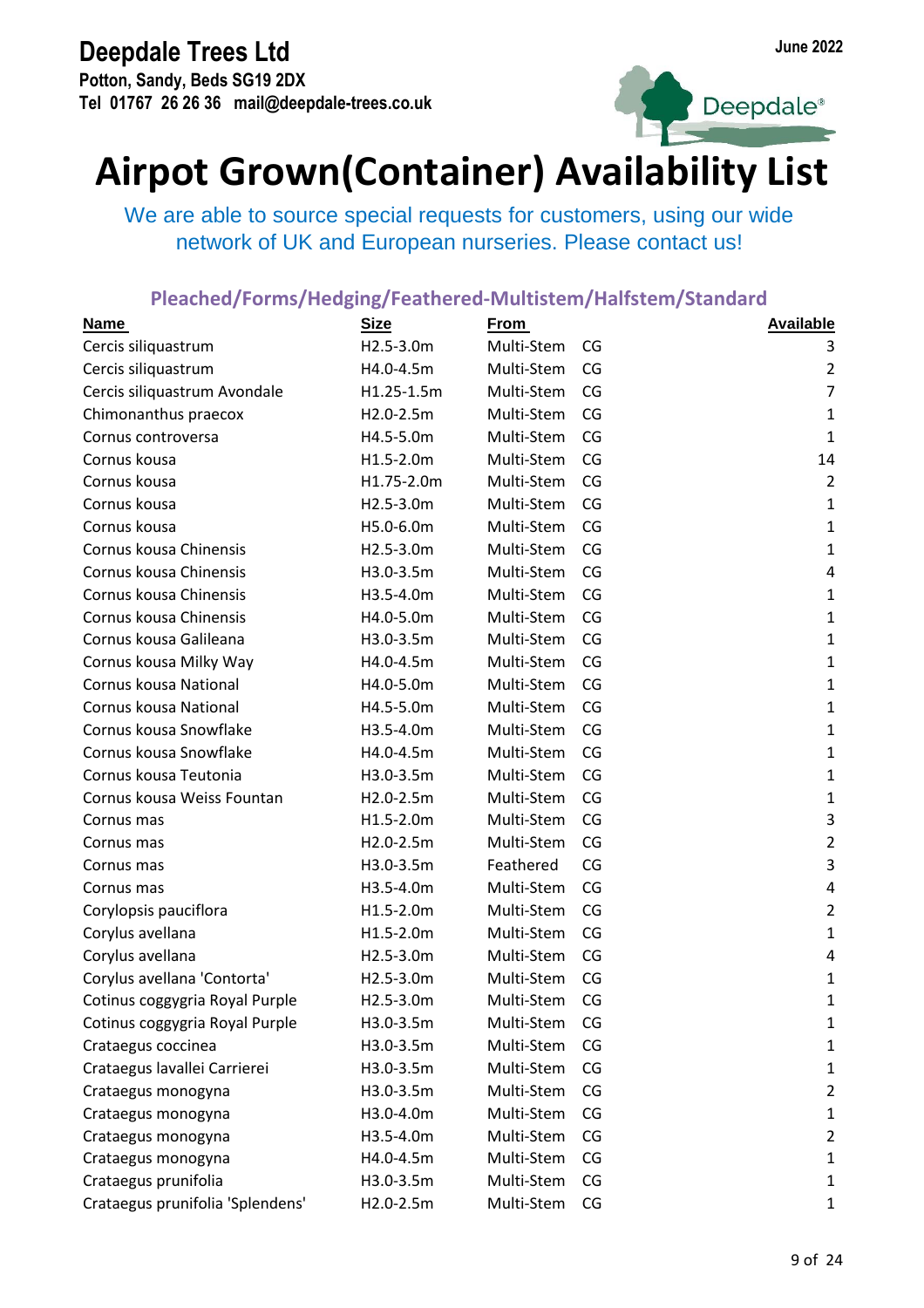**Deepdale Trees Ltd**
**Potton, Sandy, Beds SG19 2DX**
**Tel 01767 26 26 36 mail@deepdale-trees.co.uk**

June 2022

# Airpot Grown(Container) Availability List

We are able to source special requests for customers, using our wide network of UK and European nurseries. Please contact us!

## Pleached/Forms/Hedging/Feathered-Multistem/Halfstem/Standard

| Name | Size | From | | Available |
|---|---|---|---|---|
| Cercis siliquastrum | H2.5-3.0m | Multi-Stem | CG | 3 |
| Cercis siliquastrum | H4.0-4.5m | Multi-Stem | CG | 2 |
| Cercis siliquastrum Avondale | H1.25-1.5m | Multi-Stem | CG | 7 |
| Chimonanthus praecox | H2.0-2.5m | Multi-Stem | CG | 1 |
| Cornus controversa | H4.5-5.0m | Multi-Stem | CG | 1 |
| Cornus kousa | H1.5-2.0m | Multi-Stem | CG | 14 |
| Cornus kousa | H1.75-2.0m | Multi-Stem | CG | 2 |
| Cornus kousa | H2.5-3.0m | Multi-Stem | CG | 1 |
| Cornus kousa | H5.0-6.0m | Multi-Stem | CG | 1 |
| Cornus kousa Chinensis | H2.5-3.0m | Multi-Stem | CG | 1 |
| Cornus kousa Chinensis | H3.0-3.5m | Multi-Stem | CG | 4 |
| Cornus kousa Chinensis | H3.5-4.0m | Multi-Stem | CG | 1 |
| Cornus kousa Chinensis | H4.0-5.0m | Multi-Stem | CG | 1 |
| Cornus kousa Galileana | H3.0-3.5m | Multi-Stem | CG | 1 |
| Cornus kousa Milky Way | H4.0-4.5m | Multi-Stem | CG | 1 |
| Cornus kousa National | H4.0-5.0m | Multi-Stem | CG | 1 |
| Cornus kousa National | H4.5-5.0m | Multi-Stem | CG | 1 |
| Cornus kousa Snowflake | H3.5-4.0m | Multi-Stem | CG | 1 |
| Cornus kousa Snowflake | H4.0-4.5m | Multi-Stem | CG | 1 |
| Cornus kousa Teutonia | H3.0-3.5m | Multi-Stem | CG | 1 |
| Cornus kousa Weiss Fountan | H2.0-2.5m | Multi-Stem | CG | 1 |
| Cornus mas | H1.5-2.0m | Multi-Stem | CG | 3 |
| Cornus mas | H2.0-2.5m | Multi-Stem | CG | 2 |
| Cornus mas | H3.0-3.5m | Feathered | CG | 3 |
| Cornus mas | H3.5-4.0m | Multi-Stem | CG | 4 |
| Corylopsis pauciflora | H1.5-2.0m | Multi-Stem | CG | 2 |
| Corylus avellana | H1.5-2.0m | Multi-Stem | CG | 1 |
| Corylus avellana | H2.5-3.0m | Multi-Stem | CG | 4 |
| Corylus avellana 'Contorta' | H2.5-3.0m | Multi-Stem | CG | 1 |
| Cotinus coggygria Royal Purple | H2.5-3.0m | Multi-Stem | CG | 1 |
| Cotinus coggygria Royal Purple | H3.0-3.5m | Multi-Stem | CG | 1 |
| Crataegus coccinea | H3.0-3.5m | Multi-Stem | CG | 1 |
| Crataegus lavallei Carrierei | H3.0-3.5m | Multi-Stem | CG | 1 |
| Crataegus monogyna | H3.0-3.5m | Multi-Stem | CG | 2 |
| Crataegus monogyna | H3.0-4.0m | Multi-Stem | CG | 1 |
| Crataegus monogyna | H3.5-4.0m | Multi-Stem | CG | 2 |
| Crataegus monogyna | H4.0-4.5m | Multi-Stem | CG | 1 |
| Crataegus prunifolia | H3.0-3.5m | Multi-Stem | CG | 1 |
| Crataegus prunifolia 'Splendens' | H2.0-2.5m | Multi-Stem | CG | 1 |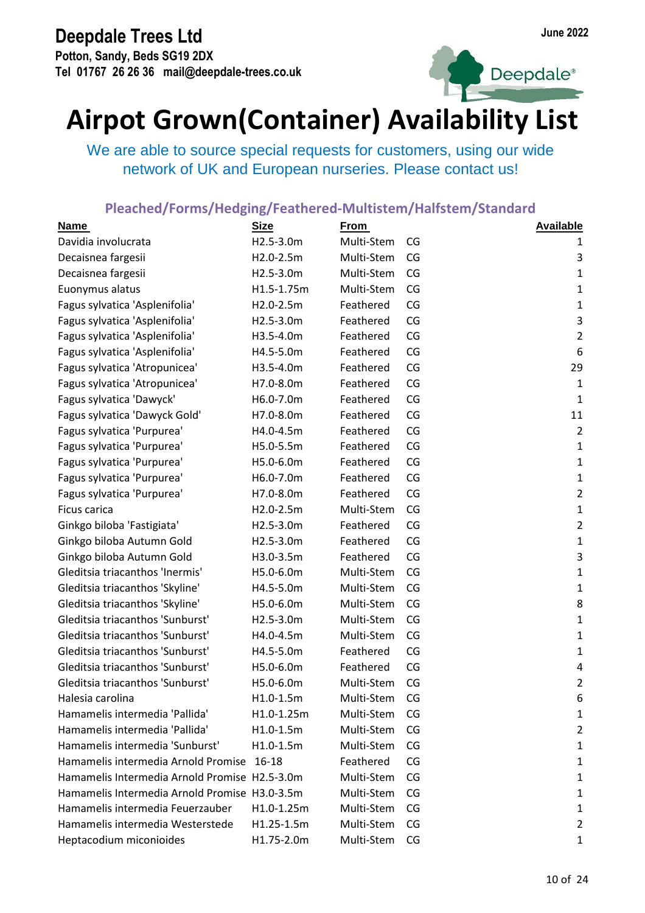# Deepdale Trees Ltd

**Potton, Sandy, Beds SG19 2DX**
**Tel 01767 26 26 36 mail@deepdale-trees.co.uk**

**June 2022**

Deepdale®

# Airpot Grown(Container) Availability List

We are able to source special requests for customers, using our wide network of UK and European nurseries. Please contact us!

## Pleached/Forms/Hedging/Feathered-Multistem/Halfstem/Standard

| Name | Size | From | | Available |
|---|---|---|---|---|
| Davidia involucrata | H2.5-3.0m | Multi-Stem | CG | 1 |
| Decaisnea fargesii | H2.0-2.5m | Multi-Stem | CG | 3 |
| Decaisnea fargesii | H2.5-3.0m | Multi-Stem | CG | 1 |
| Euonymus alatus | H1.5-1.75m | Multi-Stem | CG | 1 |
| Fagus sylvatica 'Asplenifolia' | H2.0-2.5m | Feathered | CG | 1 |
| Fagus sylvatica 'Asplenifolia' | H2.5-3.0m | Feathered | CG | 3 |
| Fagus sylvatica 'Asplenifolia' | H3.5-4.0m | Feathered | CG | 2 |
| Fagus sylvatica 'Asplenifolia' | H4.5-5.0m | Feathered | CG | 6 |
| Fagus sylvatica 'Atropunicea' | H3.5-4.0m | Feathered | CG | 29 |
| Fagus sylvatica 'Atropunicea' | H7.0-8.0m | Feathered | CG | 1 |
| Fagus sylvatica 'Dawyck' | H6.0-7.0m | Feathered | CG | 1 |
| Fagus sylvatica 'Dawyck Gold' | H7.0-8.0m | Feathered | CG | 11 |
| Fagus sylvatica 'Purpurea' | H4.0-4.5m | Feathered | CG | 2 |
| Fagus sylvatica 'Purpurea' | H5.0-5.5m | Feathered | CG | 1 |
| Fagus sylvatica 'Purpurea' | H5.0-6.0m | Feathered | CG | 1 |
| Fagus sylvatica 'Purpurea' | H6.0-7.0m | Feathered | CG | 1 |
| Fagus sylvatica 'Purpurea' | H7.0-8.0m | Feathered | CG | 2 |
| Ficus carica | H2.0-2.5m | Multi-Stem | CG | 1 |
| Ginkgo biloba 'Fastigiata' | H2.5-3.0m | Feathered | CG | 2 |
| Ginkgo biloba Autumn Gold | H2.5-3.0m | Feathered | CG | 1 |
| Ginkgo biloba Autumn Gold | H3.0-3.5m | Feathered | CG | 3 |
| Gleditsia triacanthos 'Inermis' | H5.0-6.0m | Multi-Stem | CG | 1 |
| Gleditsia triacanthos 'Skyline' | H4.5-5.0m | Multi-Stem | CG | 1 |
| Gleditsia triacanthos 'Skyline' | H5.0-6.0m | Multi-Stem | CG | 8 |
| Gleditsia triacanthos 'Sunburst' | H2.5-3.0m | Multi-Stem | CG | 1 |
| Gleditsia triacanthos 'Sunburst' | H4.0-4.5m | Multi-Stem | CG | 1 |
| Gleditsia triacanthos 'Sunburst' | H4.5-5.0m | Feathered | CG | 1 |
| Gleditsia triacanthos 'Sunburst' | H5.0-6.0m | Feathered | CG | 4 |
| Gleditsia triacanthos 'Sunburst' | H5.0-6.0m | Multi-Stem | CG | 2 |
| Halesia carolina | H1.0-1.5m | Multi-Stem | CG | 6 |
| Hamamelis intermedia 'Pallida' | H1.0-1.25m | Multi-Stem | CG | 1 |
| Hamamelis intermedia 'Pallida' | H1.0-1.5m | Multi-Stem | CG | 2 |
| Hamamelis intermedia 'Sunburst' | H1.0-1.5m | Multi-Stem | CG | 1 |
| Hamamelis intermedia Arnold Promise | 16-18 | Feathered | CG | 1 |
| Hamamelis Intermedia Arnold Promise | H2.5-3.0m | Multi-Stem | CG | 1 |
| Hamamelis Intermedia Arnold Promise | H3.0-3.5m | Multi-Stem | CG | 1 |
| Hamamelis intermedia Feuerzauber | H1.0-1.25m | Multi-Stem | CG | 1 |
| Hamamelis intermedia Westerstede | H1.25-1.5m | Multi-Stem | CG | 2 |
| Heptacodium miconioides | H1.75-2.0m | Multi-Stem | CG | 1 |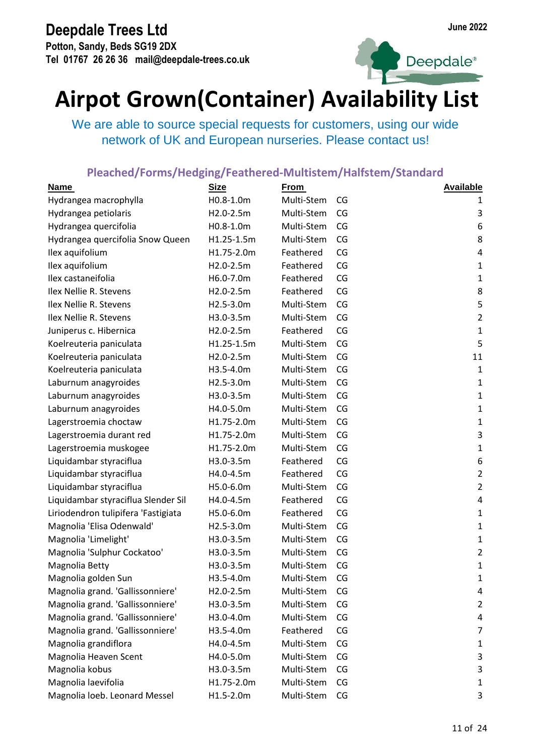**Deepdale Trees Ltd**
**Potton, Sandy, Beds SG19 2DX**
**Tel 01767 26 26 36 mail@deepdale-trees.co.uk**

**June 2022**

# Airpot Grown(Container) Availability List

We are able to source special requests for customers, using our wide network of UK and European nurseries. Please contact us!

## Pleached/Forms/Hedging/Feathered-Multistem/Halfstem/Standard

| Name | Size | From | | Available |
|---|---|---|---|---|
| Hydrangea macrophylla | H0.8-1.0m | Multi-Stem | CG | 1 |
| Hydrangea petiolaris | H2.0-2.5m | Multi-Stem | CG | 3 |
| Hydrangea quercifolia | H0.8-1.0m | Multi-Stem | CG | 6 |
| Hydrangea quercifolia Snow Queen | H1.25-1.5m | Multi-Stem | CG | 8 |
| Ilex aquifolium | H1.75-2.0m | Feathered | CG | 4 |
| Ilex aquifolium | H2.0-2.5m | Feathered | CG | 1 |
| Ilex castaneifolia | H6.0-7.0m | Feathered | CG | 1 |
| Ilex Nellie R. Stevens | H2.0-2.5m | Feathered | CG | 8 |
| Ilex Nellie R. Stevens | H2.5-3.0m | Multi-Stem | CG | 5 |
| Ilex Nellie R. Stevens | H3.0-3.5m | Multi-Stem | CG | 2 |
| Juniperus c. Hibernica | H2.0-2.5m | Feathered | CG | 1 |
| Koelreuteria paniculata | H1.25-1.5m | Multi-Stem | CG | 5 |
| Koelreuteria paniculata | H2.0-2.5m | Multi-Stem | CG | 11 |
| Koelreuteria paniculata | H3.5-4.0m | Multi-Stem | CG | 1 |
| Laburnum anagyroides | H2.5-3.0m | Multi-Stem | CG | 1 |
| Laburnum anagyroides | H3.0-3.5m | Multi-Stem | CG | 1 |
| Laburnum anagyroides | H4.0-5.0m | Multi-Stem | CG | 1 |
| Lagerstroemia choctaw | H1.75-2.0m | Multi-Stem | CG | 1 |
| Lagerstroemia durant red | H1.75-2.0m | Multi-Stem | CG | 3 |
| Lagerstroemia muskogee | H1.75-2.0m | Multi-Stem | CG | 1 |
| Liquidambar styraciflua | H3.0-3.5m | Feathered | CG | 6 |
| Liquidambar styraciflua | H4.0-4.5m | Feathered | CG | 2 |
| Liquidambar styraciflua | H5.0-6.0m | Multi-Stem | CG | 2 |
| Liquidambar styraciflua Slender Sil | H4.0-4.5m | Feathered | CG | 4 |
| Liriodendron tulipifera 'Fastigiata | H5.0-6.0m | Feathered | CG | 1 |
| Magnolia 'Elisa Odenwald' | H2.5-3.0m | Multi-Stem | CG | 1 |
| Magnolia 'Limelight' | H3.0-3.5m | Multi-Stem | CG | 1 |
| Magnolia 'Sulphur Cockatoo' | H3.0-3.5m | Multi-Stem | CG | 2 |
| Magnolia Betty | H3.0-3.5m | Multi-Stem | CG | 1 |
| Magnolia golden Sun | H3.5-4.0m | Multi-Stem | CG | 1 |
| Magnolia grand. 'Gallissonniere' | H2.0-2.5m | Multi-Stem | CG | 4 |
| Magnolia grand. 'Gallissonniere' | H3.0-3.5m | Multi-Stem | CG | 2 |
| Magnolia grand. 'Gallissonniere' | H3.0-4.0m | Multi-Stem | CG | 4 |
| Magnolia grand. 'Gallissonniere' | H3.5-4.0m | Feathered | CG | 7 |
| Magnolia grandiflora | H4.0-4.5m | Multi-Stem | CG | 1 |
| Magnolia Heaven Scent | H4.0-5.0m | Multi-Stem | CG | 3 |
| Magnolia kobus | H3.0-3.5m | Multi-Stem | CG | 3 |
| Magnolia laevifolia | H1.75-2.0m | Multi-Stem | CG | 1 |
| Magnolia loeb. Leonard Messel | H1.5-2.0m | Multi-Stem | CG | 3 |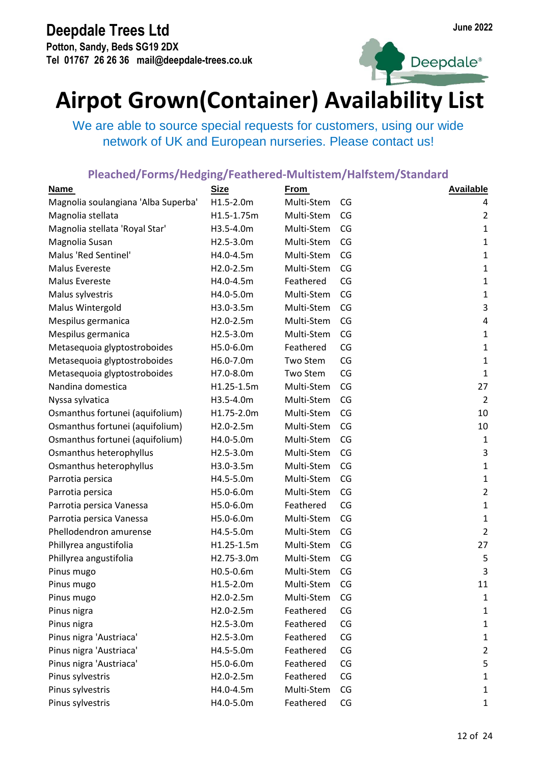**Deepdale Trees Ltd**
**Potton, Sandy, Beds SG19 2DX**
**Tel 01767 26 26 36 mail@deepdale-trees.co.uk**

**June 2022**

# Airpot Grown(Container) Availability List

We are able to source special requests for customers, using our wide network of UK and European nurseries. Please contact us!

## Pleached/Forms/Hedging/Feathered-Multistem/Halfstem/Standard

| Name | Size | From | | Available |
|---|---|---|---|---|
| Magnolia soulangiana 'Alba Superba' | H1.5-2.0m | Multi-Stem | CG | 4 |
| Magnolia stellata | H1.5-1.75m | Multi-Stem | CG | 2 |
| Magnolia stellata 'Royal Star' | H3.5-4.0m | Multi-Stem | CG | 1 |
| Magnolia Susan | H2.5-3.0m | Multi-Stem | CG | 1 |
| Malus 'Red Sentinel' | H4.0-4.5m | Multi-Stem | CG | 1 |
| Malus Evereste | H2.0-2.5m | Multi-Stem | CG | 1 |
| Malus Evereste | H4.0-4.5m | Feathered | CG | 1 |
| Malus sylvestris | H4.0-5.0m | Multi-Stem | CG | 1 |
| Malus Wintergold | H3.0-3.5m | Multi-Stem | CG | 3 |
| Mespilus germanica | H2.0-2.5m | Multi-Stem | CG | 4 |
| Mespilus germanica | H2.5-3.0m | Multi-Stem | CG | 1 |
| Metasequoia glyptostroboides | H5.0-6.0m | Feathered | CG | 1 |
| Metasequoia glyptostroboides | H6.0-7.0m | Two Stem | CG | 1 |
| Metasequoia glyptostroboides | H7.0-8.0m | Two Stem | CG | 1 |
| Nandina domestica | H1.25-1.5m | Multi-Stem | CG | 27 |
| Nyssa sylvatica | H3.5-4.0m | Multi-Stem | CG | 2 |
| Osmanthus fortunei (aquifolium) | H1.75-2.0m | Multi-Stem | CG | 10 |
| Osmanthus fortunei (aquifolium) | H2.0-2.5m | Multi-Stem | CG | 10 |
| Osmanthus fortunei (aquifolium) | H4.0-5.0m | Multi-Stem | CG | 1 |
| Osmanthus heterophyllus | H2.5-3.0m | Multi-Stem | CG | 3 |
| Osmanthus heterophyllus | H3.0-3.5m | Multi-Stem | CG | 1 |
| Parrotia persica | H4.5-5.0m | Multi-Stem | CG | 1 |
| Parrotia persica | H5.0-6.0m | Multi-Stem | CG | 2 |
| Parrotia persica Vanessa | H5.0-6.0m | Feathered | CG | 1 |
| Parrotia persica Vanessa | H5.0-6.0m | Multi-Stem | CG | 1 |
| Phellodendron amurense | H4.5-5.0m | Multi-Stem | CG | 2 |
| Phillyrea angustifolia | H1.25-1.5m | Multi-Stem | CG | 27 |
| Phillyrea angustifolia | H2.75-3.0m | Multi-Stem | CG | 5 |
| Pinus mugo | H0.5-0.6m | Multi-Stem | CG | 3 |
| Pinus mugo | H1.5-2.0m | Multi-Stem | CG | 11 |
| Pinus mugo | H2.0-2.5m | Multi-Stem | CG | 1 |
| Pinus nigra | H2.0-2.5m | Feathered | CG | 1 |
| Pinus nigra | H2.5-3.0m | Feathered | CG | 1 |
| Pinus nigra 'Austriaca' | H2.5-3.0m | Feathered | CG | 1 |
| Pinus nigra 'Austriaca' | H4.5-5.0m | Feathered | CG | 2 |
| Pinus nigra 'Austriaca' | H5.0-6.0m | Feathered | CG | 5 |
| Pinus sylvestris | H2.0-2.5m | Feathered | CG | 1 |
| Pinus sylvestris | H4.0-4.5m | Multi-Stem | CG | 1 |
| Pinus sylvestris | H4.0-5.0m | Feathered | CG | 1 |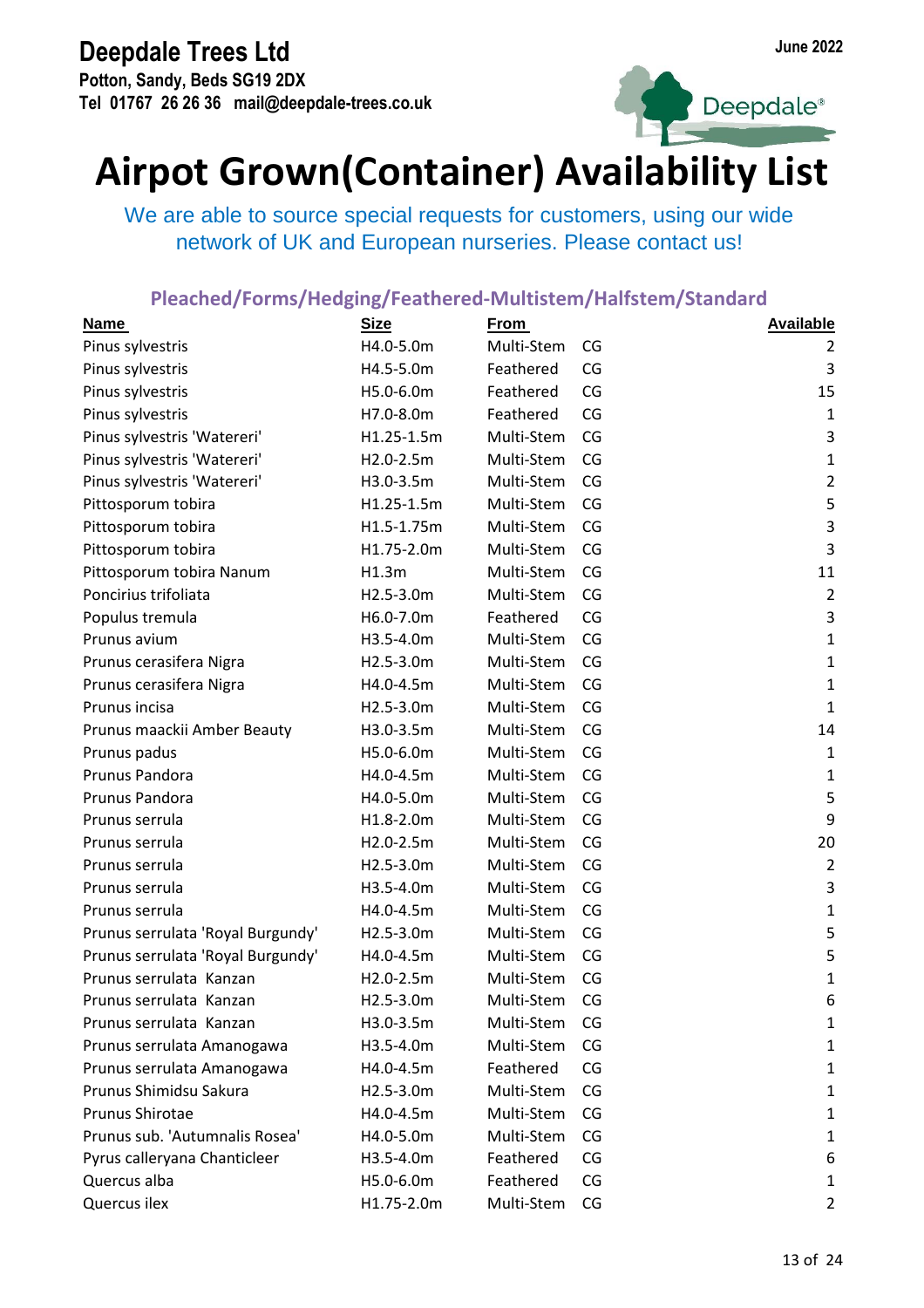# Deepdale Trees Ltd

**Potton, Sandy, Beds SG19 2DX**
**Tel 01767 26 26 36 mail@deepdale-trees.co.uk**

**June 2022**

# Airpot Grown(Container) Availability List

We are able to source special requests for customers, using our wide network of UK and European nurseries. Please contact us!

## Pleached/Forms/Hedging/Feathered-Multistem/Halfstem/Standard

| Name | Size | From | | Available |
|---|---|---|---|---|
| Pinus sylvestris | H4.0-5.0m | Multi-Stem | CG | 2 |
| Pinus sylvestris | H4.5-5.0m | Feathered | CG | 3 |
| Pinus sylvestris | H5.0-6.0m | Feathered | CG | 15 |
| Pinus sylvestris | H7.0-8.0m | Feathered | CG | 1 |
| Pinus sylvestris 'Watereri' | H1.25-1.5m | Multi-Stem | CG | 3 |
| Pinus sylvestris 'Watereri' | H2.0-2.5m | Multi-Stem | CG | 1 |
| Pinus sylvestris 'Watereri' | H3.0-3.5m | Multi-Stem | CG | 2 |
| Pittosporum tobira | H1.25-1.5m | Multi-Stem | CG | 5 |
| Pittosporum tobira | H1.5-1.75m | Multi-Stem | CG | 3 |
| Pittosporum tobira | H1.75-2.0m | Multi-Stem | CG | 3 |
| Pittosporum tobira Nanum | H1.3m | Multi-Stem | CG | 11 |
| Poncirius trifoliata | H2.5-3.0m | Multi-Stem | CG | 2 |
| Populus tremula | H6.0-7.0m | Feathered | CG | 3 |
| Prunus avium | H3.5-4.0m | Multi-Stem | CG | 1 |
| Prunus cerasifera Nigra | H2.5-3.0m | Multi-Stem | CG | 1 |
| Prunus cerasifera Nigra | H4.0-4.5m | Multi-Stem | CG | 1 |
| Prunus incisa | H2.5-3.0m | Multi-Stem | CG | 1 |
| Prunus maackii Amber Beauty | H3.0-3.5m | Multi-Stem | CG | 14 |
| Prunus padus | H5.0-6.0m | Multi-Stem | CG | 1 |
| Prunus Pandora | H4.0-4.5m | Multi-Stem | CG | 1 |
| Prunus Pandora | H4.0-5.0m | Multi-Stem | CG | 5 |
| Prunus serrula | H1.8-2.0m | Multi-Stem | CG | 9 |
| Prunus serrula | H2.0-2.5m | Multi-Stem | CG | 20 |
| Prunus serrula | H2.5-3.0m | Multi-Stem | CG | 2 |
| Prunus serrula | H3.5-4.0m | Multi-Stem | CG | 3 |
| Prunus serrula | H4.0-4.5m | Multi-Stem | CG | 1 |
| Prunus serrulata 'Royal Burgundy' | H2.5-3.0m | Multi-Stem | CG | 5 |
| Prunus serrulata 'Royal Burgundy' | H4.0-4.5m | Multi-Stem | CG | 5 |
| Prunus serrulata Kanzan | H2.0-2.5m | Multi-Stem | CG | 1 |
| Prunus serrulata Kanzan | H2.5-3.0m | Multi-Stem | CG | 6 |
| Prunus serrulata Kanzan | H3.0-3.5m | Multi-Stem | CG | 1 |
| Prunus serrulata Amanogawa | H3.5-4.0m | Multi-Stem | CG | 1 |
| Prunus serrulata Amanogawa | H4.0-4.5m | Feathered | CG | 1 |
| Prunus Shimidsu Sakura | H2.5-3.0m | Multi-Stem | CG | 1 |
| Prunus Shirotae | H4.0-4.5m | Multi-Stem | CG | 1 |
| Prunus sub. 'Autumnalis Rosea' | H4.0-5.0m | Multi-Stem | CG | 1 |
| Pyrus calleryana Chanticleer | H3.5-4.0m | Feathered | CG | 6 |
| Quercus alba | H5.0-6.0m | Feathered | CG | 1 |
| Quercus ilex | H1.75-2.0m | Multi-Stem | CG | 2 |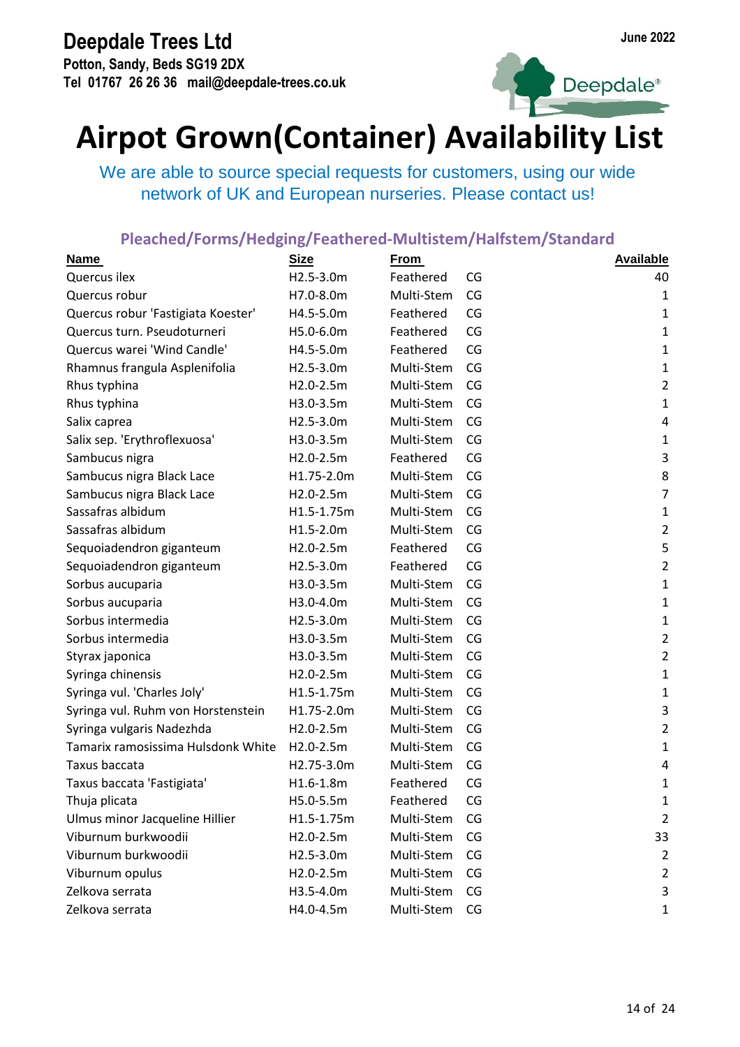**Deepdale Trees Ltd**
**Potton, Sandy, Beds SG19 2DX**
**Tel 01767 26 26 36 mail@deepdale-trees.co.uk**

**June 2022**

# Airpot Grown(Container) Availability List

We are able to source special requests for customers, using our wide network of UK and European nurseries. Please contact us!

## Pleached/Forms/Hedging/Feathered-Multistem/Halfstem/Standard

| Name | Size | From | | Available |
|---|---|---|---|---|
| Quercus ilex | H2.5-3.0m | Feathered | CG | 40 |
| Quercus robur | H7.0-8.0m | Multi-Stem | CG | 1 |
| Quercus robur 'Fastigiata Koester' | H4.5-5.0m | Feathered | CG | 1 |
| Quercus turn. Pseudoturneri | H5.0-6.0m | Feathered | CG | 1 |
| Quercus warei 'Wind Candle' | H4.5-5.0m | Feathered | CG | 1 |
| Rhamnus frangula Asplenifolia | H2.5-3.0m | Multi-Stem | CG | 1 |
| Rhus typhina | H2.0-2.5m | Multi-Stem | CG | 2 |
| Rhus typhina | H3.0-3.5m | Multi-Stem | CG | 1 |
| Salix caprea | H2.5-3.0m | Multi-Stem | CG | 4 |
| Salix sep. 'Erythroflexuosa' | H3.0-3.5m | Multi-Stem | CG | 1 |
| Sambucus nigra | H2.0-2.5m | Feathered | CG | 3 |
| Sambucus nigra Black Lace | H1.75-2.0m | Multi-Stem | CG | 8 |
| Sambucus nigra Black Lace | H2.0-2.5m | Multi-Stem | CG | 7 |
| Sassafras albidum | H1.5-1.75m | Multi-Stem | CG | 1 |
| Sassafras albidum | H1.5-2.0m | Multi-Stem | CG | 2 |
| Sequoiadendron giganteum | H2.0-2.5m | Feathered | CG | 5 |
| Sequoiadendron giganteum | H2.5-3.0m | Feathered | CG | 2 |
| Sorbus aucuparia | H3.0-3.5m | Multi-Stem | CG | 1 |
| Sorbus aucuparia | H3.0-4.0m | Multi-Stem | CG | 1 |
| Sorbus intermedia | H2.5-3.0m | Multi-Stem | CG | 1 |
| Sorbus intermedia | H3.0-3.5m | Multi-Stem | CG | 2 |
| Styrax japonica | H3.0-3.5m | Multi-Stem | CG | 2 |
| Syringa chinensis | H2.0-2.5m | Multi-Stem | CG | 1 |
| Syringa vul. 'Charles Joly' | H1.5-1.75m | Multi-Stem | CG | 1 |
| Syringa vul. Ruhm von Horstenstein | H1.75-2.0m | Multi-Stem | CG | 3 |
| Syringa vulgaris Nadezhda | H2.0-2.5m | Multi-Stem | CG | 2 |
| Tamarix ramosissima Hulsdonk White | H2.0-2.5m | Multi-Stem | CG | 1 |
| Taxus baccata | H2.75-3.0m | Multi-Stem | CG | 4 |
| Taxus baccata 'Fastigiata' | H1.6-1.8m | Feathered | CG | 1 |
| Thuja plicata | H5.0-5.5m | Feathered | CG | 1 |
| Ulmus minor Jacqueline Hillier | H1.5-1.75m | Multi-Stem | CG | 2 |
| Viburnum burkwoodii | H2.0-2.5m | Multi-Stem | CG | 33 |
| Viburnum burkwoodii | H2.5-3.0m | Multi-Stem | CG | 2 |
| Viburnum opulus | H2.0-2.5m | Multi-Stem | CG | 2 |
| Zelkova serrata | H3.5-4.0m | Multi-Stem | CG | 3 |
| Zelkova serrata | H4.0-4.5m | Multi-Stem | CG | 1 |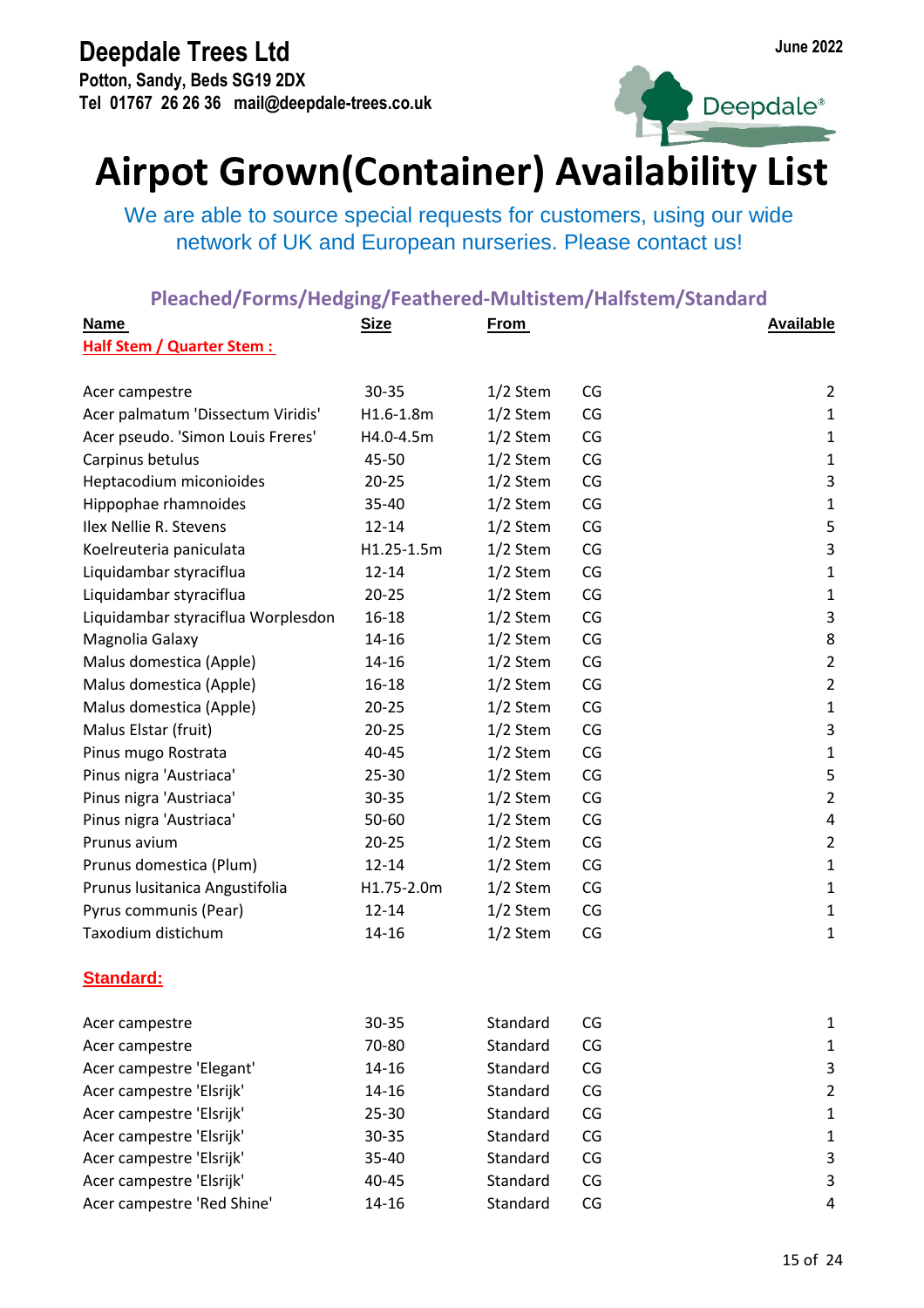# Deepdale Trees Ltd

**Potton, Sandy, Beds SG19 2DX**
**Tel 01767 26 26 36 mail@deepdale-trees.co.uk**

**June 2022**

# Airpot Grown(Container) Availability List

We are able to source special requests for customers, using our wide network of UK and European nurseries. Please contact us!

## Pleached/Forms/Hedging/Feathered-Multistem/Halfstem/Standard

| Name | Size | From | | Available |
|---|---|---|---|---|
| **Half Stem / Quarter Stem :** | | | | |
| Acer campestre | 30-35 | 1/2 Stem | CG | 2 |
| Acer palmatum 'Dissectum Viridis' | H1.6-1.8m | 1/2 Stem | CG | 1 |
| Acer pseudo. 'Simon Louis Freres' | H4.0-4.5m | 1/2 Stem | CG | 1 |
| Carpinus betulus | 45-50 | 1/2 Stem | CG | 1 |
| Heptacodium miconioides | 20-25 | 1/2 Stem | CG | 3 |
| Hippophae rhamnoides | 35-40 | 1/2 Stem | CG | 1 |
| Ilex Nellie R. Stevens | 12-14 | 1/2 Stem | CG | 5 |
| Koelreuteria paniculata | H1.25-1.5m | 1/2 Stem | CG | 3 |
| Liquidambar styraciflua | 12-14 | 1/2 Stem | CG | 1 |
| Liquidambar styraciflua | 20-25 | 1/2 Stem | CG | 1 |
| Liquidambar styraciflua Worplesdon | 16-18 | 1/2 Stem | CG | 3 |
| Magnolia Galaxy | 14-16 | 1/2 Stem | CG | 8 |
| Malus domestica (Apple) | 14-16 | 1/2 Stem | CG | 2 |
| Malus domestica (Apple) | 16-18 | 1/2 Stem | CG | 2 |
| Malus domestica (Apple) | 20-25 | 1/2 Stem | CG | 1 |
| Malus Elstar (fruit) | 20-25 | 1/2 Stem | CG | 3 |
| Pinus mugo Rostrata | 40-45 | 1/2 Stem | CG | 1 |
| Pinus nigra 'Austriaca' | 25-30 | 1/2 Stem | CG | 5 |
| Pinus nigra 'Austriaca' | 30-35 | 1/2 Stem | CG | 2 |
| Pinus nigra 'Austriaca' | 50-60 | 1/2 Stem | CG | 4 |
| Prunus avium | 20-25 | 1/2 Stem | CG | 2 |
| Prunus domestica (Plum) | 12-14 | 1/2 Stem | CG | 1 |
| Prunus lusitanica Angustifolia | H1.75-2.0m | 1/2 Stem | CG | 1 |
| Pyrus communis (Pear) | 12-14 | 1/2 Stem | CG | 1 |
| Taxodium distichum | 14-16 | 1/2 Stem | CG | 1 |
| **Standard:** | | | | |
| Acer campestre | 30-35 | Standard | CG | 1 |
| Acer campestre | 70-80 | Standard | CG | 1 |
| Acer campestre 'Elegant' | 14-16 | Standard | CG | 3 |
| Acer campestre 'Elsrijk' | 14-16 | Standard | CG | 2 |
| Acer campestre 'Elsrijk' | 25-30 | Standard | CG | 1 |
| Acer campestre 'Elsrijk' | 30-35 | Standard | CG | 1 |
| Acer campestre 'Elsrijk' | 35-40 | Standard | CG | 3 |
| Acer campestre 'Elsrijk' | 40-45 | Standard | CG | 3 |
| Acer campestre 'Red Shine' | 14-16 | Standard | CG | 4 |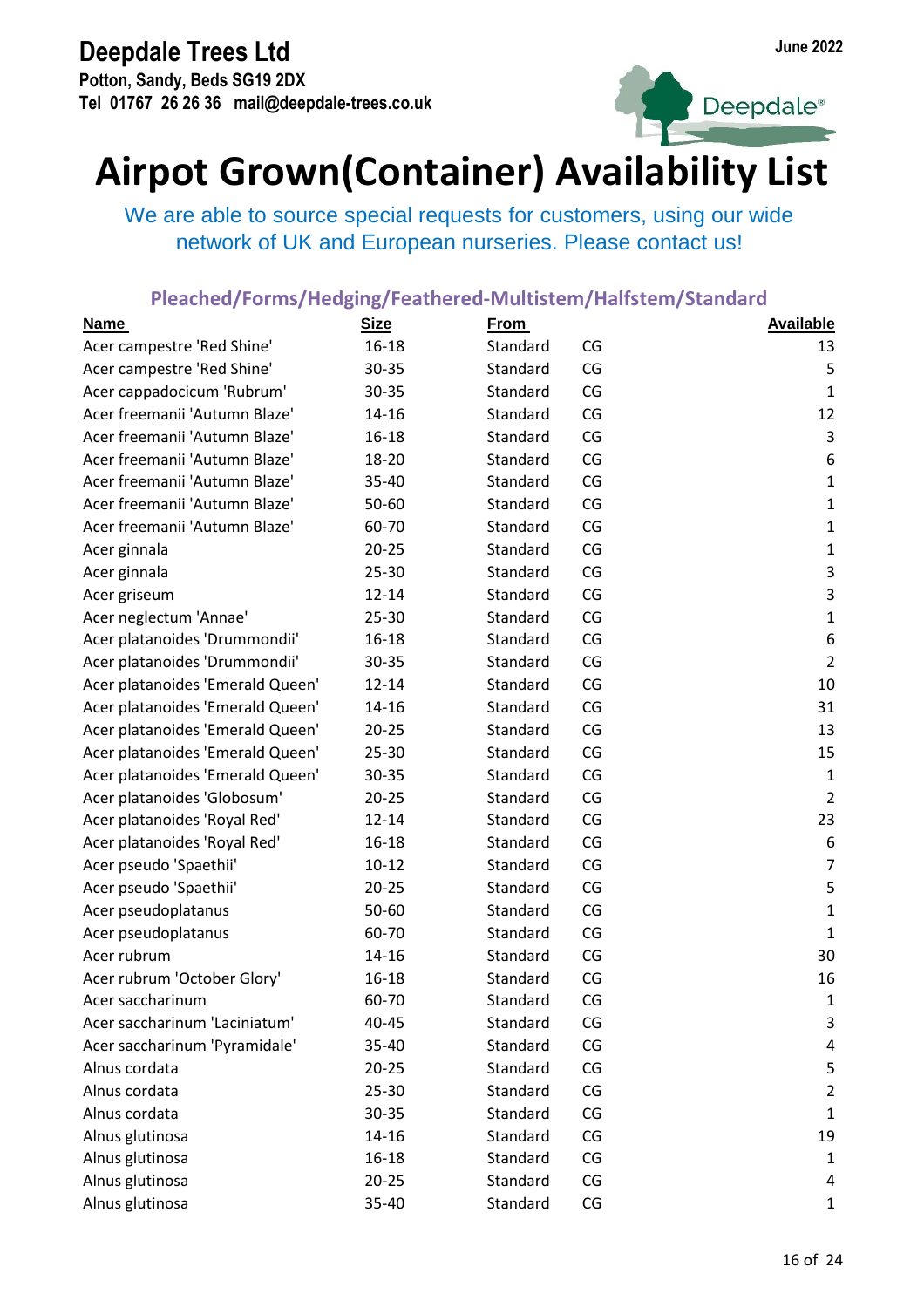**Deepdale Trees Ltd**
**Potton, Sandy, Beds SG19 2DX**
**Tel 01767 26 26 36 mail@deepdale-trees.co.uk**

**June 2022**

# Airpot Grown(Container) Availability List

We are able to source special requests for customers, using our wide network of UK and European nurseries. Please contact us!

## Pleached/Forms/Hedging/Feathered-Multistem/Halfstem/Standard

| Name | Size | From | | Available |
|---|---|---|---|---|
| Acer campestre 'Red Shine' | 16-18 | Standard | CG | 13 |
| Acer campestre 'Red Shine' | 30-35 | Standard | CG | 5 |
| Acer cappadocicum 'Rubrum' | 30-35 | Standard | CG | 1 |
| Acer freemanii 'Autumn Blaze' | 14-16 | Standard | CG | 12 |
| Acer freemanii 'Autumn Blaze' | 16-18 | Standard | CG | 3 |
| Acer freemanii 'Autumn Blaze' | 18-20 | Standard | CG | 6 |
| Acer freemanii 'Autumn Blaze' | 35-40 | Standard | CG | 1 |
| Acer freemanii 'Autumn Blaze' | 50-60 | Standard | CG | 1 |
| Acer freemanii 'Autumn Blaze' | 60-70 | Standard | CG | 1 |
| Acer ginnala | 20-25 | Standard | CG | 1 |
| Acer ginnala | 25-30 | Standard | CG | 3 |
| Acer griseum | 12-14 | Standard | CG | 3 |
| Acer neglectum 'Annae' | 25-30 | Standard | CG | 1 |
| Acer platanoides 'Drummondii' | 16-18 | Standard | CG | 6 |
| Acer platanoides 'Drummondii' | 30-35 | Standard | CG | 2 |
| Acer platanoides 'Emerald Queen' | 12-14 | Standard | CG | 10 |
| Acer platanoides 'Emerald Queen' | 14-16 | Standard | CG | 31 |
| Acer platanoides 'Emerald Queen' | 20-25 | Standard | CG | 13 |
| Acer platanoides 'Emerald Queen' | 25-30 | Standard | CG | 15 |
| Acer platanoides 'Emerald Queen' | 30-35 | Standard | CG | 1 |
| Acer platanoides 'Globosum' | 20-25 | Standard | CG | 2 |
| Acer platanoides 'Royal Red' | 12-14 | Standard | CG | 23 |
| Acer platanoides 'Royal Red' | 16-18 | Standard | CG | 6 |
| Acer pseudo 'Spaethii' | 10-12 | Standard | CG | 7 |
| Acer pseudo 'Spaethii' | 20-25 | Standard | CG | 5 |
| Acer pseudoplatanus | 50-60 | Standard | CG | 1 |
| Acer pseudoplatanus | 60-70 | Standard | CG | 1 |
| Acer rubrum | 14-16 | Standard | CG | 30 |
| Acer rubrum 'October Glory' | 16-18 | Standard | CG | 16 |
| Acer saccharinum | 60-70 | Standard | CG | 1 |
| Acer saccharinum 'Laciniatum' | 40-45 | Standard | CG | 3 |
| Acer saccharinum 'Pyramidale' | 35-40 | Standard | CG | 4 |
| Alnus cordata | 20-25 | Standard | CG | 5 |
| Alnus cordata | 25-30 | Standard | CG | 2 |
| Alnus cordata | 30-35 | Standard | CG | 1 |
| Alnus glutinosa | 14-16 | Standard | CG | 19 |
| Alnus glutinosa | 16-18 | Standard | CG | 1 |
| Alnus glutinosa | 20-25 | Standard | CG | 4 |
| Alnus glutinosa | 35-40 | Standard | CG | 1 |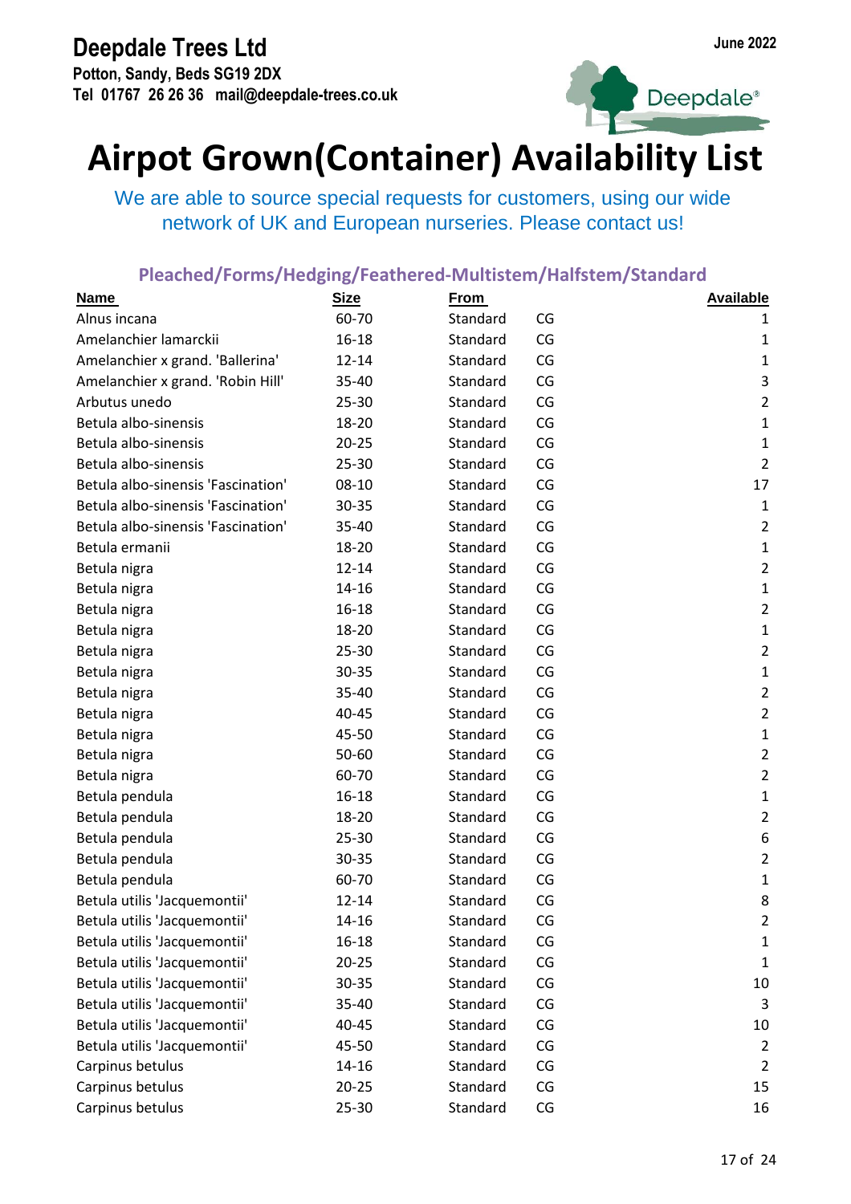**Deepdale Trees Ltd**
**Potton, Sandy, Beds SG19 2DX**
**Tel 01767 26 26 36 mail@deepdale-trees.co.uk**

**June 2022**

# Airpot Grown(Container) Availability List

We are able to source special requests for customers, using our wide network of UK and European nurseries. Please contact us!

## Pleached/Forms/Hedging/Feathered-Multistem/Halfstem/Standard

| Name | Size | From | | Available |
|---|---|---|---|---|
| Alnus incana | 60-70 | Standard | CG | 1 |
| Amelanchier lamarckii | 16-18 | Standard | CG | 1 |
| Amelanchier x grand. 'Ballerina' | 12-14 | Standard | CG | 1 |
| Amelanchier x grand. 'Robin Hill' | 35-40 | Standard | CG | 3 |
| Arbutus unedo | 25-30 | Standard | CG | 2 |
| Betula albo-sinensis | 18-20 | Standard | CG | 1 |
| Betula albo-sinensis | 20-25 | Standard | CG | 1 |
| Betula albo-sinensis | 25-30 | Standard | CG | 2 |
| Betula albo-sinensis 'Fascination' | 08-10 | Standard | CG | 17 |
| Betula albo-sinensis 'Fascination' | 30-35 | Standard | CG | 1 |
| Betula albo-sinensis 'Fascination' | 35-40 | Standard | CG | 2 |
| Betula ermanii | 18-20 | Standard | CG | 1 |
| Betula nigra | 12-14 | Standard | CG | 2 |
| Betula nigra | 14-16 | Standard | CG | 1 |
| Betula nigra | 16-18 | Standard | CG | 2 |
| Betula nigra | 18-20 | Standard | CG | 1 |
| Betula nigra | 25-30 | Standard | CG | 2 |
| Betula nigra | 30-35 | Standard | CG | 1 |
| Betula nigra | 35-40 | Standard | CG | 2 |
| Betula nigra | 40-45 | Standard | CG | 2 |
| Betula nigra | 45-50 | Standard | CG | 1 |
| Betula nigra | 50-60 | Standard | CG | 2 |
| Betula nigra | 60-70 | Standard | CG | 2 |
| Betula pendula | 16-18 | Standard | CG | 1 |
| Betula pendula | 18-20 | Standard | CG | 2 |
| Betula pendula | 25-30 | Standard | CG | 6 |
| Betula pendula | 30-35 | Standard | CG | 2 |
| Betula pendula | 60-70 | Standard | CG | 1 |
| Betula utilis 'Jacquemontii' | 12-14 | Standard | CG | 8 |
| Betula utilis 'Jacquemontii' | 14-16 | Standard | CG | 2 |
| Betula utilis 'Jacquemontii' | 16-18 | Standard | CG | 1 |
| Betula utilis 'Jacquemontii' | 20-25 | Standard | CG | 1 |
| Betula utilis 'Jacquemontii' | 30-35 | Standard | CG | 10 |
| Betula utilis 'Jacquemontii' | 35-40 | Standard | CG | 3 |
| Betula utilis 'Jacquemontii' | 40-45 | Standard | CG | 10 |
| Betula utilis 'Jacquemontii' | 45-50 | Standard | CG | 2 |
| Carpinus betulus | 14-16 | Standard | CG | 2 |
| Carpinus betulus | 20-25 | Standard | CG | 15 |
| Carpinus betulus | 25-30 | Standard | CG | 16 |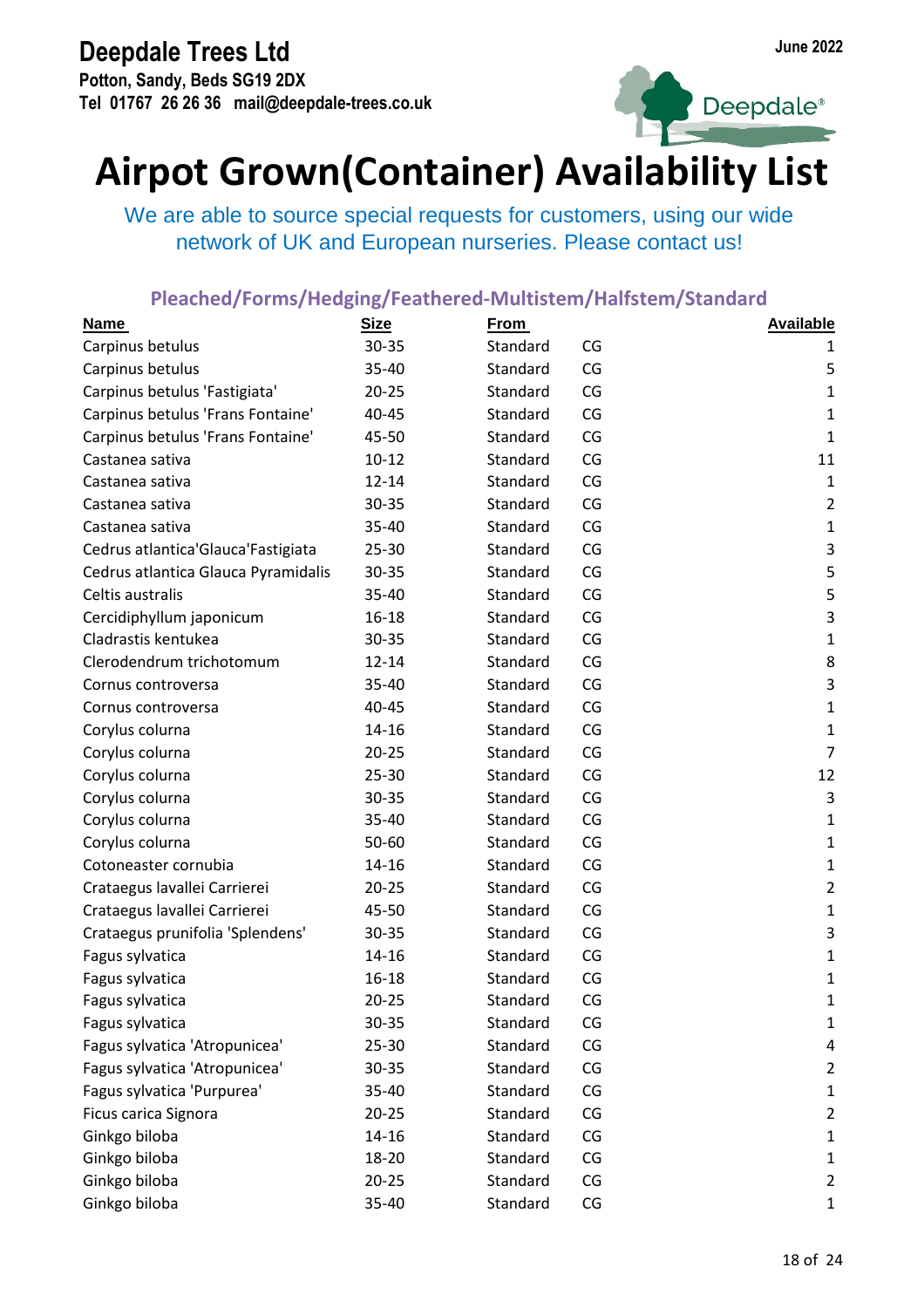**Deepdale Trees Ltd**
**Potton, Sandy, Beds SG19 2DX**
**Tel 01767 26 26 36 mail@deepdale-trees.co.uk**

**June 2022**

# Airpot Grown(Container) Availability List

We are able to source special requests for customers, using our wide network of UK and European nurseries. Please contact us!

## Pleached/Forms/Hedging/Feathered-Multistem/Halfstem/Standard

| Name | Size | From | | Available |
|---|---|---|---|---|
| Carpinus betulus | 30-35 | Standard | CG | 1 |
| Carpinus betulus | 35-40 | Standard | CG | 5 |
| Carpinus betulus 'Fastigiata' | 20-25 | Standard | CG | 1 |
| Carpinus betulus 'Frans Fontaine' | 40-45 | Standard | CG | 1 |
| Carpinus betulus 'Frans Fontaine' | 45-50 | Standard | CG | 1 |
| Castanea sativa | 10-12 | Standard | CG | 11 |
| Castanea sativa | 12-14 | Standard | CG | 1 |
| Castanea sativa | 30-35 | Standard | CG | 2 |
| Castanea sativa | 35-40 | Standard | CG | 1 |
| Cedrus atlantica'Glauca'Fastigiata | 25-30 | Standard | CG | 3 |
| Cedrus atlantica Glauca Pyramidalis | 30-35 | Standard | CG | 5 |
| Celtis australis | 35-40 | Standard | CG | 5 |
| Cercidiphyllum japonicum | 16-18 | Standard | CG | 3 |
| Cladrastis kentukea | 30-35 | Standard | CG | 1 |
| Clerodendrum trichotomum | 12-14 | Standard | CG | 8 |
| Cornus controversa | 35-40 | Standard | CG | 3 |
| Cornus controversa | 40-45 | Standard | CG | 1 |
| Corylus colurna | 14-16 | Standard | CG | 1 |
| Corylus colurna | 20-25 | Standard | CG | 7 |
| Corylus colurna | 25-30 | Standard | CG | 12 |
| Corylus colurna | 30-35 | Standard | CG | 3 |
| Corylus colurna | 35-40 | Standard | CG | 1 |
| Corylus colurna | 50-60 | Standard | CG | 1 |
| Cotoneaster cornubia | 14-16 | Standard | CG | 1 |
| Crataegus lavallei Carrierei | 20-25 | Standard | CG | 2 |
| Crataegus lavallei Carrierei | 45-50 | Standard | CG | 1 |
| Crataegus prunifolia 'Splendens' | 30-35 | Standard | CG | 3 |
| Fagus sylvatica | 14-16 | Standard | CG | 1 |
| Fagus sylvatica | 16-18 | Standard | CG | 1 |
| Fagus sylvatica | 20-25 | Standard | CG | 1 |
| Fagus sylvatica | 30-35 | Standard | CG | 1 |
| Fagus sylvatica 'Atropunicea' | 25-30 | Standard | CG | 4 |
| Fagus sylvatica 'Atropunicea' | 30-35 | Standard | CG | 2 |
| Fagus sylvatica 'Purpurea' | 35-40 | Standard | CG | 1 |
| Ficus carica Signora | 20-25 | Standard | CG | 2 |
| Ginkgo biloba | 14-16 | Standard | CG | 1 |
| Ginkgo biloba | 18-20 | Standard | CG | 1 |
| Ginkgo biloba | 20-25 | Standard | CG | 2 |
| Ginkgo biloba | 35-40 | Standard | CG | 1 |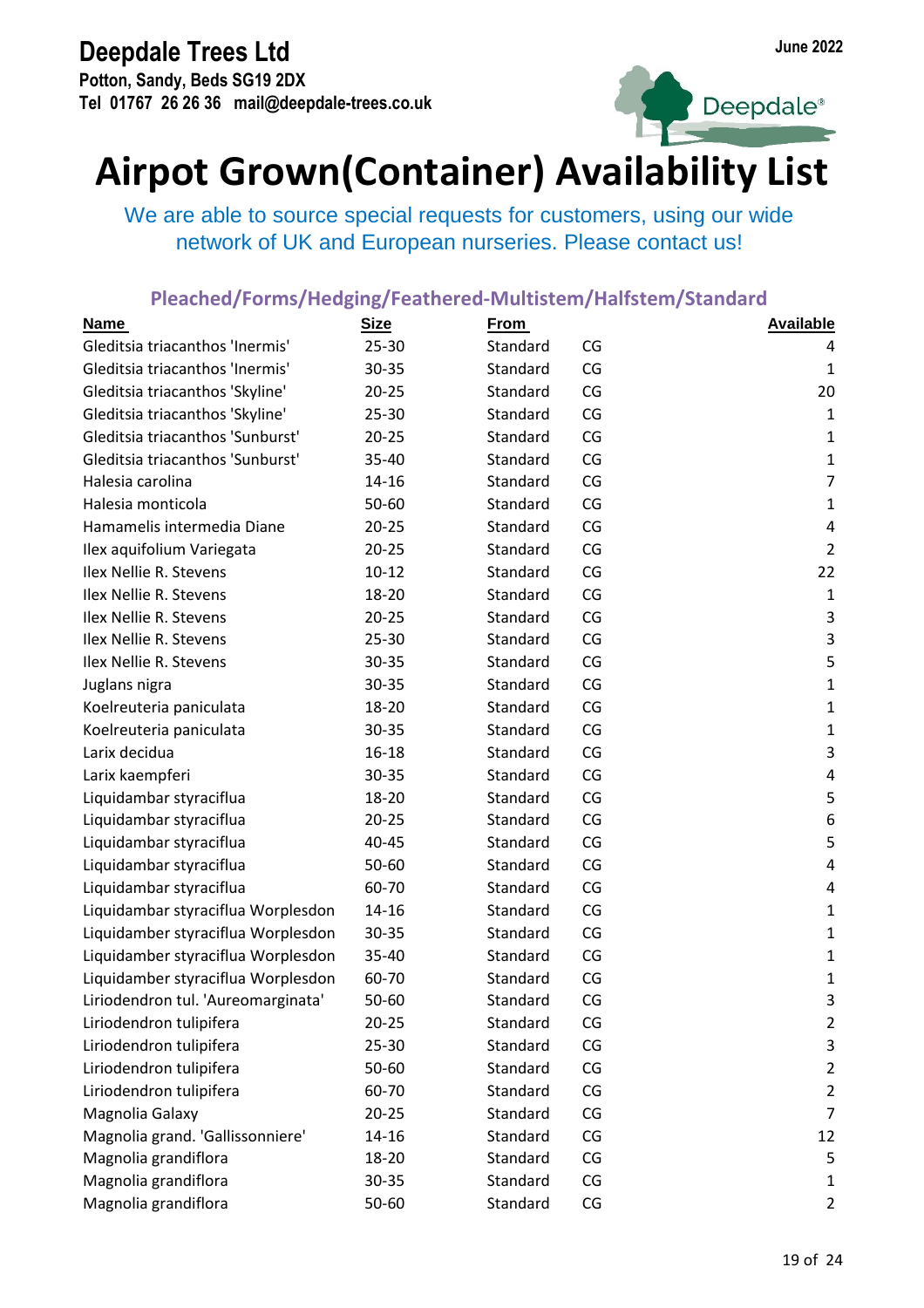# Deepdale Trees Ltd

**Potton, Sandy, Beds SG19 2DX**
**Tel 01767 26 26 36 mail@deepdale-trees.co.uk**

**June 2022**

# Airpot Grown(Container) Availability List

We are able to source special requests for customers, using our wide network of UK and European nurseries. Please contact us!

## Pleached/Forms/Hedging/Feathered-Multistem/Halfstem/Standard

| Name | Size | From | | Available |
|---|---|---|---|---|
| Gleditsia triacanthos 'Inermis' | 25-30 | Standard | CG | 4 |
| Gleditsia triacanthos 'Inermis' | 30-35 | Standard | CG | 1 |
| Gleditsia triacanthos 'Skyline' | 20-25 | Standard | CG | 20 |
| Gleditsia triacanthos 'Skyline' | 25-30 | Standard | CG | 1 |
| Gleditsia triacanthos 'Sunburst' | 20-25 | Standard | CG | 1 |
| Gleditsia triacanthos 'Sunburst' | 35-40 | Standard | CG | 1 |
| Halesia carolina | 14-16 | Standard | CG | 7 |
| Halesia monticola | 50-60 | Standard | CG | 1 |
| Hamamelis intermedia Diane | 20-25 | Standard | CG | 4 |
| Ilex aquifolium Variegata | 20-25 | Standard | CG | 2 |
| Ilex Nellie R. Stevens | 10-12 | Standard | CG | 22 |
| Ilex Nellie R. Stevens | 18-20 | Standard | CG | 1 |
| Ilex Nellie R. Stevens | 20-25 | Standard | CG | 3 |
| Ilex Nellie R. Stevens | 25-30 | Standard | CG | 3 |
| Ilex Nellie R. Stevens | 30-35 | Standard | CG | 5 |
| Juglans nigra | 30-35 | Standard | CG | 1 |
| Koelreuteria paniculata | 18-20 | Standard | CG | 1 |
| Koelreuteria paniculata | 30-35 | Standard | CG | 1 |
| Larix decidua | 16-18 | Standard | CG | 3 |
| Larix kaempferi | 30-35 | Standard | CG | 4 |
| Liquidambar styraciflua | 18-20 | Standard | CG | 5 |
| Liquidambar styraciflua | 20-25 | Standard | CG | 6 |
| Liquidambar styraciflua | 40-45 | Standard | CG | 5 |
| Liquidambar styraciflua | 50-60 | Standard | CG | 4 |
| Liquidambar styraciflua | 60-70 | Standard | CG | 4 |
| Liquidambar styraciflua Worplesdon | 14-16 | Standard | CG | 1 |
| Liquidamber styraciflua Worplesdon | 30-35 | Standard | CG | 1 |
| Liquidamber styraciflua Worplesdon | 35-40 | Standard | CG | 1 |
| Liquidamber styraciflua Worplesdon | 60-70 | Standard | CG | 1 |
| Liriodendron tul. 'Aureomarginata' | 50-60 | Standard | CG | 3 |
| Liriodendron tulipifera | 20-25 | Standard | CG | 2 |
| Liriodendron tulipifera | 25-30 | Standard | CG | 3 |
| Liriodendron tulipifera | 50-60 | Standard | CG | 2 |
| Liriodendron tulipifera | 60-70 | Standard | CG | 2 |
| Magnolia Galaxy | 20-25 | Standard | CG | 7 |
| Magnolia grand. 'Gallissonniere' | 14-16 | Standard | CG | 12 |
| Magnolia grandiflora | 18-20 | Standard | CG | 5 |
| Magnolia grandiflora | 30-35 | Standard | CG | 1 |
| Magnolia grandiflora | 50-60 | Standard | CG | 2 |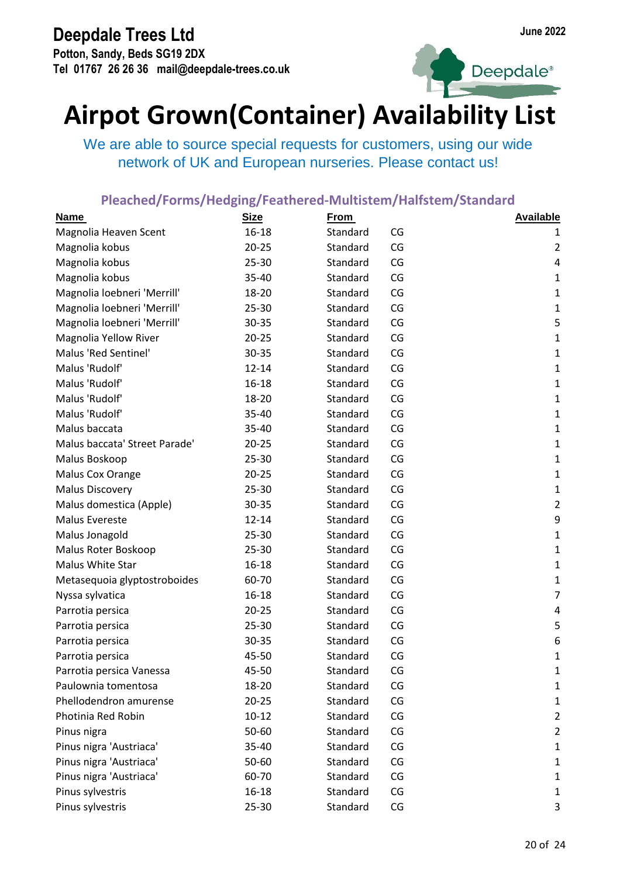**Deepdale Trees Ltd**
**Potton, Sandy, Beds SG19 2DX**
**Tel 01767 26 26 36 mail@deepdale-trees.co.uk**

**June 2022**

# Airpot Grown(Container) Availability List

We are able to source special requests for customers, using our wide network of UK and European nurseries. Please contact us!

## Pleached/Forms/Hedging/Feathered-Multistem/Halfstem/Standard

| Name | Size | From | | Available |
|---|---|---|---|---|
| Magnolia Heaven Scent | 16-18 | Standard | CG | 1 |
| Magnolia kobus | 20-25 | Standard | CG | 2 |
| Magnolia kobus | 25-30 | Standard | CG | 4 |
| Magnolia kobus | 35-40 | Standard | CG | 1 |
| Magnolia loebneri 'Merrill' | 18-20 | Standard | CG | 1 |
| Magnolia loebneri 'Merrill' | 25-30 | Standard | CG | 1 |
| Magnolia loebneri 'Merrill' | 30-35 | Standard | CG | 5 |
| Magnolia Yellow River | 20-25 | Standard | CG | 1 |
| Malus 'Red Sentinel' | 30-35 | Standard | CG | 1 |
| Malus 'Rudolf' | 12-14 | Standard | CG | 1 |
| Malus 'Rudolf' | 16-18 | Standard | CG | 1 |
| Malus 'Rudolf' | 18-20 | Standard | CG | 1 |
| Malus 'Rudolf' | 35-40 | Standard | CG | 1 |
| Malus baccata | 35-40 | Standard | CG | 1 |
| Malus baccata' Street Parade' | 20-25 | Standard | CG | 1 |
| Malus Boskoop | 25-30 | Standard | CG | 1 |
| Malus Cox Orange | 20-25 | Standard | CG | 1 |
| Malus Discovery | 25-30 | Standard | CG | 1 |
| Malus domestica (Apple) | 30-35 | Standard | CG | 2 |
| Malus Evereste | 12-14 | Standard | CG | 9 |
| Malus Jonagold | 25-30 | Standard | CG | 1 |
| Malus Roter Boskoop | 25-30 | Standard | CG | 1 |
| Malus White Star | 16-18 | Standard | CG | 1 |
| Metasequoia glyptostroboides | 60-70 | Standard | CG | 1 |
| Nyssa sylvatica | 16-18 | Standard | CG | 7 |
| Parrotia persica | 20-25 | Standard | CG | 4 |
| Parrotia persica | 25-30 | Standard | CG | 5 |
| Parrotia persica | 30-35 | Standard | CG | 6 |
| Parrotia persica | 45-50 | Standard | CG | 1 |
| Parrotia persica Vanessa | 45-50 | Standard | CG | 1 |
| Paulownia tomentosa | 18-20 | Standard | CG | 1 |
| Phellodendron amurense | 20-25 | Standard | CG | 1 |
| Photinia Red Robin | 10-12 | Standard | CG | 2 |
| Pinus nigra | 50-60 | Standard | CG | 2 |
| Pinus nigra 'Austriaca' | 35-40 | Standard | CG | 1 |
| Pinus nigra 'Austriaca' | 50-60 | Standard | CG | 1 |
| Pinus nigra 'Austriaca' | 60-70 | Standard | CG | 1 |
| Pinus sylvestris | 16-18 | Standard | CG | 1 |
| Pinus sylvestris | 25-30 | Standard | CG | 3 |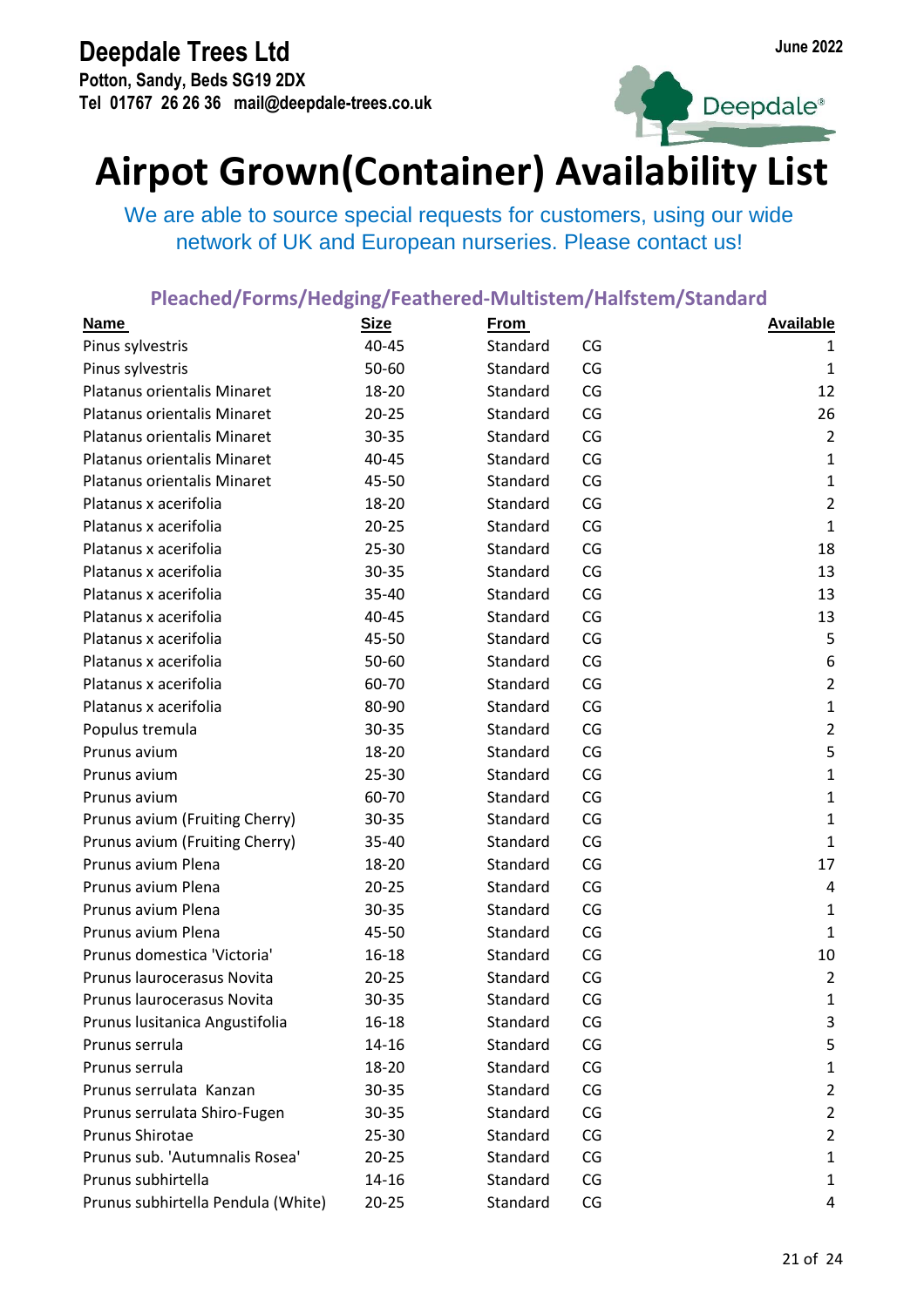**Deepdale Trees Ltd**
**Potton, Sandy, Beds SG19 2DX**
**Tel 01767 26 26 36 mail@deepdale-trees.co.uk**

**June 2022**

# Airpot Grown(Container) Availability List

We are able to source special requests for customers, using our wide network of UK and European nurseries. Please contact us!

## Pleached/Forms/Hedging/Feathered-Multistem/Halfstem/Standard

| Name | Size | From | | Available |
|---|---|---|---|---|
| Pinus sylvestris | 40-45 | Standard | CG | 1 |
| Pinus sylvestris | 50-60 | Standard | CG | 1 |
| Platanus orientalis Minaret | 18-20 | Standard | CG | 12 |
| Platanus orientalis Minaret | 20-25 | Standard | CG | 26 |
| Platanus orientalis Minaret | 30-35 | Standard | CG | 2 |
| Platanus orientalis Minaret | 40-45 | Standard | CG | 1 |
| Platanus orientalis Minaret | 45-50 | Standard | CG | 1 |
| Platanus x acerifolia | 18-20 | Standard | CG | 2 |
| Platanus x acerifolia | 20-25 | Standard | CG | 1 |
| Platanus x acerifolia | 25-30 | Standard | CG | 18 |
| Platanus x acerifolia | 30-35 | Standard | CG | 13 |
| Platanus x acerifolia | 35-40 | Standard | CG | 13 |
| Platanus x acerifolia | 40-45 | Standard | CG | 13 |
| Platanus x acerifolia | 45-50 | Standard | CG | 5 |
| Platanus x acerifolia | 50-60 | Standard | CG | 6 |
| Platanus x acerifolia | 60-70 | Standard | CG | 2 |
| Platanus x acerifolia | 80-90 | Standard | CG | 1 |
| Populus tremula | 30-35 | Standard | CG | 2 |
| Prunus avium | 18-20 | Standard | CG | 5 |
| Prunus avium | 25-30 | Standard | CG | 1 |
| Prunus avium | 60-70 | Standard | CG | 1 |
| Prunus avium (Fruiting Cherry) | 30-35 | Standard | CG | 1 |
| Prunus avium (Fruiting Cherry) | 35-40 | Standard | CG | 1 |
| Prunus avium Plena | 18-20 | Standard | CG | 17 |
| Prunus avium Plena | 20-25 | Standard | CG | 4 |
| Prunus avium Plena | 30-35 | Standard | CG | 1 |
| Prunus avium Plena | 45-50 | Standard | CG | 1 |
| Prunus domestica 'Victoria' | 16-18 | Standard | CG | 10 |
| Prunus laurocerasus Novita | 20-25 | Standard | CG | 2 |
| Prunus laurocerasus Novita | 30-35 | Standard | CG | 1 |
| Prunus lusitanica Angustifolia | 16-18 | Standard | CG | 3 |
| Prunus serrula | 14-16 | Standard | CG | 5 |
| Prunus serrula | 18-20 | Standard | CG | 1 |
| Prunus serrulata Kanzan | 30-35 | Standard | CG | 2 |
| Prunus serrulata Shiro-Fugen | 30-35 | Standard | CG | 2 |
| Prunus Shirotae | 25-30 | Standard | CG | 2 |
| Prunus sub. 'Autumnalis Rosea' | 20-25 | Standard | CG | 1 |
| Prunus subhirtella | 14-16 | Standard | CG | 1 |
| Prunus subhirtella Pendula (White) | 20-25 | Standard | CG | 4 |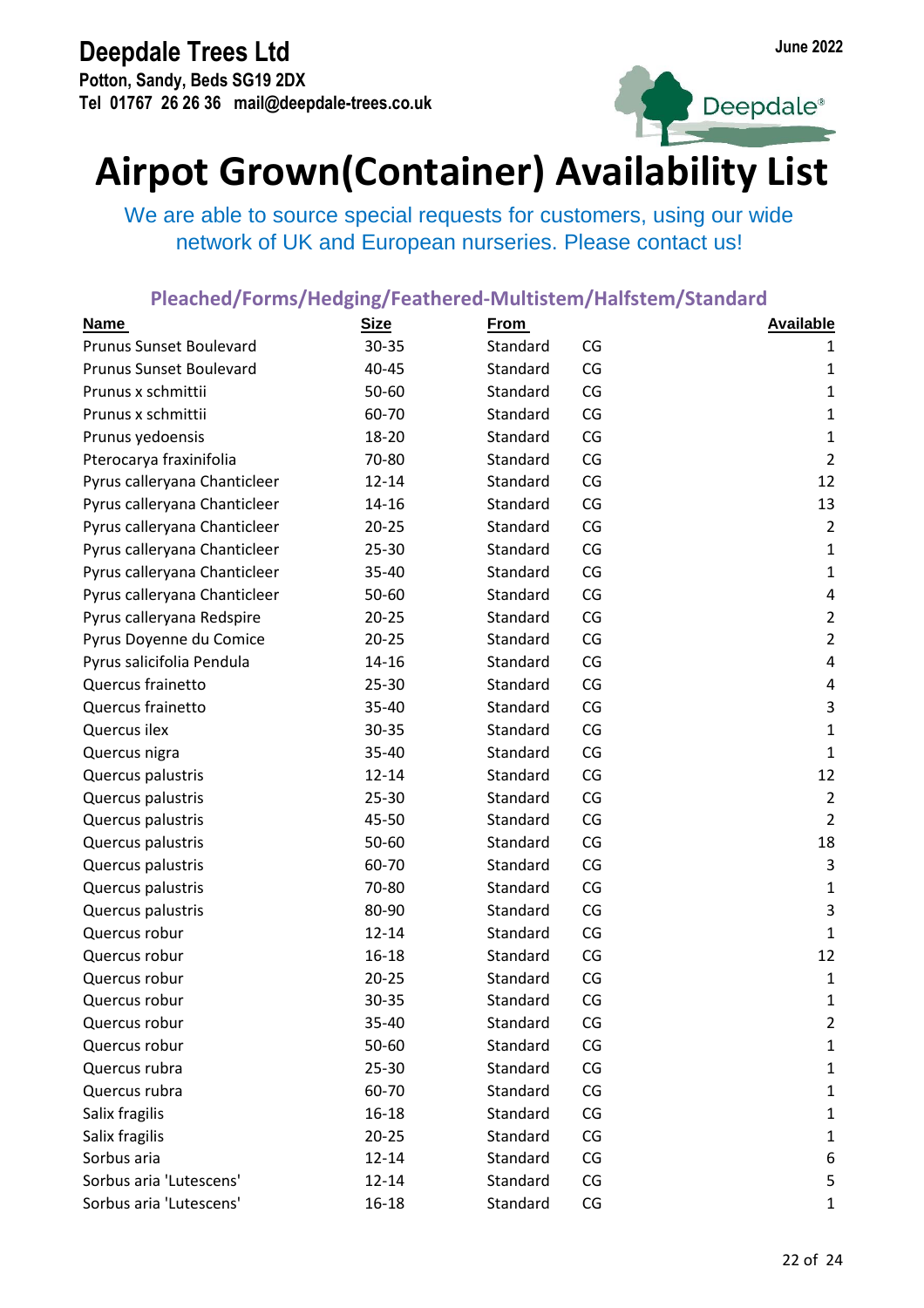**Deepdale Trees Ltd**
**Potton, Sandy, Beds SG19 2DX**
**Tel 01767 26 26 36 mail@deepdale-trees.co.uk**

**June 2022**

# Airpot Grown(Container) Availability List

We are able to source special requests for customers, using our wide network of UK and European nurseries. Please contact us!

## Pleached/Forms/Hedging/Feathered-Multistem/Halfstem/Standard

| Name | Size | From | | Available |
|---|---|---|---|---|
| Prunus Sunset Boulevard | 30-35 | Standard | CG | 1 |
| Prunus Sunset Boulevard | 40-45 | Standard | CG | 1 |
| Prunus x schmittii | 50-60 | Standard | CG | 1 |
| Prunus x schmittii | 60-70 | Standard | CG | 1 |
| Prunus yedoensis | 18-20 | Standard | CG | 1 |
| Pterocarya fraxinifolia | 70-80 | Standard | CG | 2 |
| Pyrus calleryana Chanticleer | 12-14 | Standard | CG | 12 |
| Pyrus calleryana Chanticleer | 14-16 | Standard | CG | 13 |
| Pyrus calleryana Chanticleer | 20-25 | Standard | CG | 2 |
| Pyrus calleryana Chanticleer | 25-30 | Standard | CG | 1 |
| Pyrus calleryana Chanticleer | 35-40 | Standard | CG | 1 |
| Pyrus calleryana Chanticleer | 50-60 | Standard | CG | 4 |
| Pyrus calleryana Redspire | 20-25 | Standard | CG | 2 |
| Pyrus Doyenne du Comice | 20-25 | Standard | CG | 2 |
| Pyrus salicifolia Pendula | 14-16 | Standard | CG | 4 |
| Quercus frainetto | 25-30 | Standard | CG | 4 |
| Quercus frainetto | 35-40 | Standard | CG | 3 |
| Quercus ilex | 30-35 | Standard | CG | 1 |
| Quercus nigra | 35-40 | Standard | CG | 1 |
| Quercus palustris | 12-14 | Standard | CG | 12 |
| Quercus palustris | 25-30 | Standard | CG | 2 |
| Quercus palustris | 45-50 | Standard | CG | 2 |
| Quercus palustris | 50-60 | Standard | CG | 18 |
| Quercus palustris | 60-70 | Standard | CG | 3 |
| Quercus palustris | 70-80 | Standard | CG | 1 |
| Quercus palustris | 80-90 | Standard | CG | 3 |
| Quercus robur | 12-14 | Standard | CG | 1 |
| Quercus robur | 16-18 | Standard | CG | 12 |
| Quercus robur | 20-25 | Standard | CG | 1 |
| Quercus robur | 30-35 | Standard | CG | 1 |
| Quercus robur | 35-40 | Standard | CG | 2 |
| Quercus robur | 50-60 | Standard | CG | 1 |
| Quercus rubra | 25-30 | Standard | CG | 1 |
| Quercus rubra | 60-70 | Standard | CG | 1 |
| Salix fragilis | 16-18 | Standard | CG | 1 |
| Salix fragilis | 20-25 | Standard | CG | 1 |
| Sorbus aria | 12-14 | Standard | CG | 6 |
| Sorbus aria 'Lutescens' | 12-14 | Standard | CG | 5 |
| Sorbus aria 'Lutescens' | 16-18 | Standard | CG | 1 |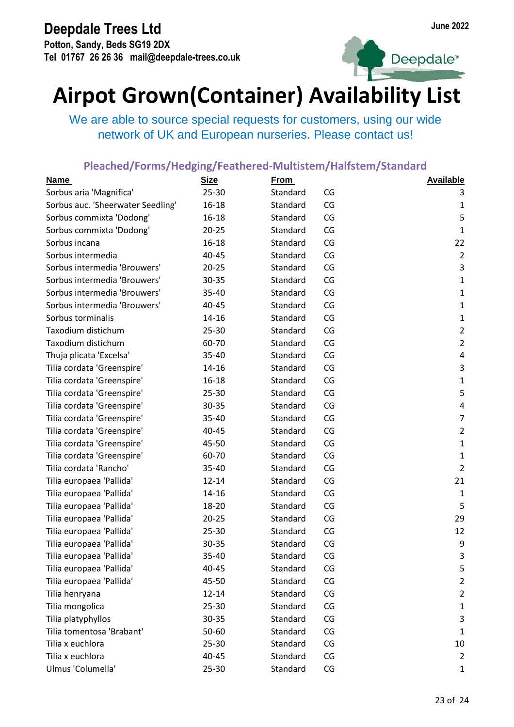# Deepdale Trees Ltd

**Potton, Sandy, Beds SG19 2DX**
**Tel 01767 26 26 36 mail@deepdale-trees.co.uk**

**June 2022**

# Airpot Grown(Container) Availability List

We are able to source special requests for customers, using our wide network of UK and European nurseries. Please contact us!

## Pleached/Forms/Hedging/Feathered-Multistem/Halfstem/Standard

| Name | Size | From | | Available |
|---|---|---|---|---|
| Sorbus aria 'Magnifica' | 25-30 | Standard | CG | 3 |
| Sorbus auc. 'Sheerwater Seedling' | 16-18 | Standard | CG | 1 |
| Sorbus commixta 'Dodong' | 16-18 | Standard | CG | 5 |
| Sorbus commixta 'Dodong' | 20-25 | Standard | CG | 1 |
| Sorbus incana | 16-18 | Standard | CG | 22 |
| Sorbus intermedia | 40-45 | Standard | CG | 2 |
| Sorbus intermedia 'Brouwers' | 20-25 | Standard | CG | 3 |
| Sorbus intermedia 'Brouwers' | 30-35 | Standard | CG | 1 |
| Sorbus intermedia 'Brouwers' | 35-40 | Standard | CG | 1 |
| Sorbus intermedia 'Brouwers' | 40-45 | Standard | CG | 1 |
| Sorbus torminalis | 14-16 | Standard | CG | 1 |
| Taxodium distichum | 25-30 | Standard | CG | 2 |
| Taxodium distichum | 60-70 | Standard | CG | 2 |
| Thuja plicata 'Excelsa' | 35-40 | Standard | CG | 4 |
| Tilia cordata 'Greenspire' | 14-16 | Standard | CG | 3 |
| Tilia cordata 'Greenspire' | 16-18 | Standard | CG | 1 |
| Tilia cordata 'Greenspire' | 25-30 | Standard | CG | 5 |
| Tilia cordata 'Greenspire' | 30-35 | Standard | CG | 4 |
| Tilia cordata 'Greenspire' | 35-40 | Standard | CG | 7 |
| Tilia cordata 'Greenspire' | 40-45 | Standard | CG | 2 |
| Tilia cordata 'Greenspire' | 45-50 | Standard | CG | 1 |
| Tilia cordata 'Greenspire' | 60-70 | Standard | CG | 1 |
| Tilia cordata 'Rancho' | 35-40 | Standard | CG | 2 |
| Tilia europaea 'Pallida' | 12-14 | Standard | CG | 21 |
| Tilia europaea 'Pallida' | 14-16 | Standard | CG | 1 |
| Tilia europaea 'Pallida' | 18-20 | Standard | CG | 5 |
| Tilia europaea 'Pallida' | 20-25 | Standard | CG | 29 |
| Tilia europaea 'Pallida' | 25-30 | Standard | CG | 12 |
| Tilia europaea 'Pallida' | 30-35 | Standard | CG | 9 |
| Tilia europaea 'Pallida' | 35-40 | Standard | CG | 3 |
| Tilia europaea 'Pallida' | 40-45 | Standard | CG | 5 |
| Tilia europaea 'Pallida' | 45-50 | Standard | CG | 2 |
| Tilia henryana | 12-14 | Standard | CG | 2 |
| Tilia mongolica | 25-30 | Standard | CG | 1 |
| Tilia platyphyllos | 30-35 | Standard | CG | 3 |
| Tilia tomentosa 'Brabant' | 50-60 | Standard | CG | 1 |
| Tilia x euchlora | 25-30 | Standard | CG | 10 |
| Tilia x euchlora | 40-45 | Standard | CG | 2 |
| Ulmus 'Columella' | 25-30 | Standard | CG | 1 |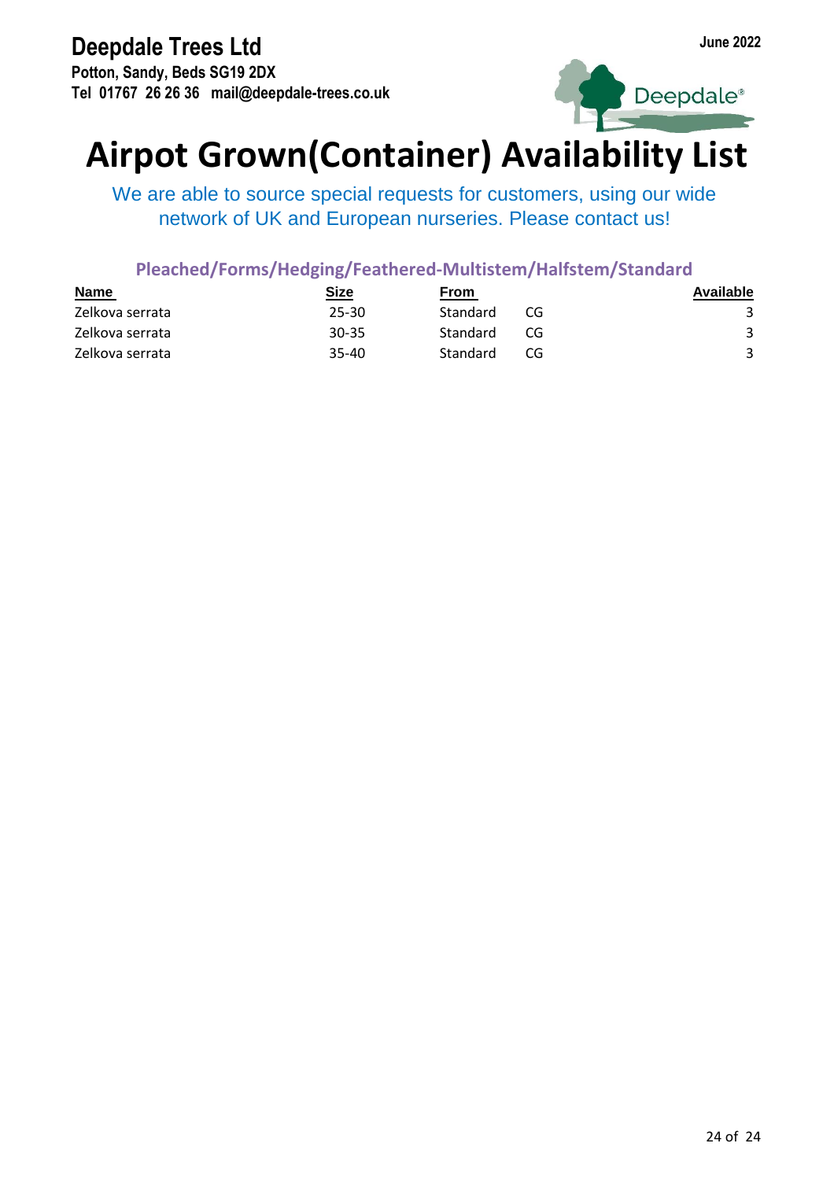**Deepdale Trees Ltd**
**Potton, Sandy, Beds SG19 2DX**
**Tel 01767 26 26 36 mail@deepdale-trees.co.uk**

**June 2022**

# Airpot Grown(Container) Availability List

We are able to source special requests for customers, using our wide network of UK and European nurseries. Please contact us!

## Pleached/Forms/Hedging/Feathered-Multistem/Halfstem/Standard

| Name | Size | From | | Available |
|---|---|---|---|---|
| Zelkova serrata | 25-30 | Standard | CG | 3 |
| Zelkova serrata | 30-35 | Standard | CG | 3 |
| Zelkova serrata | 35-40 | Standard | CG | 3 |